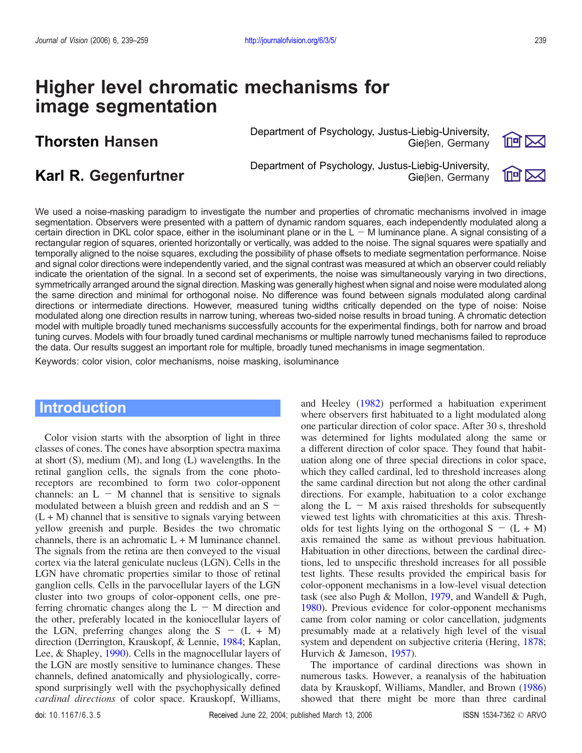# Higher level chromatic mechanisms for image segmentation

**Thorsten Hansen** — Department of Psychology, Justus-Liebig-University, Gieβen, Germany

**Karl R. Gegenfurtner** — Department of Psychology, Justus-Liebig-University, Gieβen, Germany

We used a noise-masking paradigm to investigate the number and properties of chromatic mechanisms involved in image segmentation. Observers were presented with a pattern of dynamic random squares, each independently modulated along a certain direction in DKL color space, either in the isoluminant plane or in the L − M luminance plane. A signal consisting of a rectangular region of squares, oriented horizontally or vertically, was added to the noise. The signal squares were spatially and temporally aligned to the noise squares, excluding the possibility of phase offsets to mediate segmentation performance. Noise and signal color directions were independently varied, and the signal contrast was measured at which an observer could reliably indicate the orientation of the signal. In a second set of experiments, the noise was simultaneously varying in two directions, symmetrically arranged around the signal direction. Masking was generally highest when signal and noise were modulated along the same direction and minimal for orthogonal noise. No difference was found between signals modulated along cardinal directions or intermediate directions. However, measured tuning widths critically depended on the type of noise: Noise modulated along one direction results in narrow tuning, whereas two-sided noise results in broad tuning. A chromatic detection model with multiple broadly tuned mechanisms successfully accounts for the experimental findings, both for narrow and broad tuning curves. Models with four broadly tuned cardinal mechanisms or multiple narrowly tuned mechanisms failed to reproduce the data. Our results suggest an important role for multiple, broadly tuned mechanisms in image segmentation.

Keywords: color vision, color mechanisms, noise masking, isoluminance

## Introduction

Color vision starts with the absorption of light in three classes of cones. The cones have absorption spectra maxima at short (S), medium (M), and long (L) wavelengths. In the retinal ganglion cells, the signals from the cone photoreceptors are recombined to form two color-opponent channels: an L − M channel that is sensitive to signals modulated between a bluish green and reddish and an S − (L + M) channel that is sensitive to signals varying between yellow greenish and purple. Besides the two chromatic channels, there is an achromatic L + M luminance channel. The signals from the retina are then conveyed to the visual cortex via the lateral geniculate nucleus (LGN). Cells in the LGN have chromatic properties similar to those of retinal ganglion cells. Cells in the parvocellular layers of the LGN cluster into two groups of color-opponent cells, one preferring chromatic changes along the L − M direction and the other, preferably located in the koniocellular layers of the LGN, preferring changes along the S − (L + M) direction (Derrington, Krauskopf, & Lennie, 1984; Kaplan, Lee, & Shapley, 1990). Cells in the magnocellular layers of the LGN are mostly sensitive to luminance changes. These channels, defined anatomically and physiologically, correspond surprisingly well with the psychophysically defined *cardinal directions* of color space. Krauskopf, Williams, and Heeley (1982) performed a habituation experiment where observers first habituated to a light modulated along one particular direction of color space. After 30 s, threshold was determined for lights modulated along the same or a different direction of color space. They found that habituation along one of three special directions in color space, which they called cardinal, led to threshold increases along the same cardinal direction but not along the other cardinal directions. For example, habituation to a color exchange along the L − M axis raised thresholds for subsequently viewed test lights with chromaticities at this axis. Thresholds for test lights lying on the orthogonal S − (L + M) axis remained the same as without previous habituation. Habituation in other directions, between the cardinal directions, led to unspecific threshold increases for all possible test lights. These results provided the empirical basis for color-opponent mechanisms in a low-level visual detection task (see also Pugh & Mollon, 1979, and Wandell & Pugh, 1980). Previous evidence for color-opponent mechanisms came from color naming or color cancellation, judgments presumably made at a relatively high level of the visual system and dependent on subjective criteria (Hering, 1878; Hurvich & Jameson, 1957).

The importance of cardinal directions was shown in numerous tasks. However, a reanalysis of the habituation data by Krauskopf, Williams, Mandler, and Brown (1986) showed that there might be more than three cardinal

doi: 10.1167/6.3.5 Received June 22, 2004; published March 13, 2006 ISSN 1534-7362 © ARVO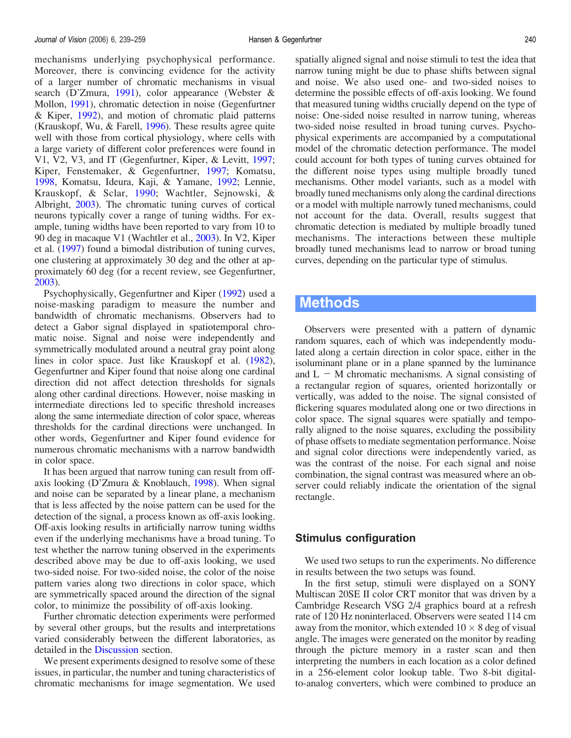mechanisms underlying psychophysical performance. Moreover, there is convincing evidence for the activity of a larger number of chromatic mechanisms in visual search (D'Zmura, 1991), color appearance (Webster & Mollon, 1991), chromatic detection in noise (Gegenfurtner & Kiper, 1992), and motion of chromatic plaid patterns (Krauskopf, Wu, & Farell, 1996). These results agree quite well with those from cortical physiology, where cells with a large variety of different color preferences were found in V1, V2, V3, and IT (Gegenfurtner, Kiper, & Levitt, 1997; Kiper, Fenstemaker, & Gegenfurtner, 1997; Komatsu, 1998, Komatsu, Ideura, Kaji, & Yamane, 1992; Lennie, Krauskopf, & Sclar, 1990; Wachtler, Sejnowski, & Albright, 2003). The chromatic tuning curves of cortical neurons typically cover a range of tuning widths. For example, tuning widths have been reported to vary from 10 to 90 deg in macaque V1 (Wachtler et al., 2003). In V2, Kiper et al. (1997) found a bimodal distribution of tuning curves, one clustering at approximately 30 deg and the other at approximately 60 deg (for a recent review, see Gegenfurtner, 2003).

Psychophysically, Gegenfurtner and Kiper (1992) used a noise-masking paradigm to measure the number and bandwidth of chromatic mechanisms. Observers had to detect a Gabor signal displayed in spatiotemporal chromatic noise. Signal and noise were independently and symmetrically modulated around a neutral gray point along lines in color space. Just like Krauskopf et al. (1982), Gegenfurtner and Kiper found that noise along one cardinal direction did not affect detection thresholds for signals along other cardinal directions. However, noise masking in intermediate directions led to specific threshold increases along the same intermediate direction of color space, whereas thresholds for the cardinal directions were unchanged. In other words, Gegenfurtner and Kiper found evidence for numerous chromatic mechanisms with a narrow bandwidth in color space.

It has been argued that narrow tuning can result from off-axis looking (D'Zmura & Knoblauch, 1998). When signal and noise can be separated by a linear plane, a mechanism that is less affected by the noise pattern can be used for the detection of the signal, a process known as off-axis looking. Off-axis looking results in artificially narrow tuning widths even if the underlying mechanisms have a broad tuning. To test whether the narrow tuning observed in the experiments described above may be due to off-axis looking, we used two-sided noise. For two-sided noise, the color of the noise pattern varies along two directions in color space, which are symmetrically spaced around the direction of the signal color, to minimize the possibility of off-axis looking.

Further chromatic detection experiments were performed by several other groups, but the results and interpretations varied considerably between the different laboratories, as detailed in the Discussion section.

We present experiments designed to resolve some of these issues, in particular, the number and tuning characteristics of chromatic mechanisms for image segmentation. We used spatially aligned signal and noise stimuli to test the idea that narrow tuning might be due to phase shifts between signal and noise. We also used one- and two-sided noises to determine the possible effects of off-axis looking. We found that measured tuning widths crucially depend on the type of noise: One-sided noise resulted in narrow tuning, whereas two-sided noise resulted in broad tuning curves. Psychophysical experiments are accompanied by a computational model of the chromatic detection performance. The model could account for both types of tuning curves obtained for the different noise types using multiple broadly tuned mechanisms. Other model variants, such as a model with broadly tuned mechanisms only along the cardinal directions or a model with multiple narrowly tuned mechanisms, could not account for the data. Overall, results suggest that chromatic detection is mediated by multiple broadly tuned mechanisms. The interactions between these multiple broadly tuned mechanisms lead to narrow or broad tuning curves, depending on the particular type of stimulus.

## Methods

Observers were presented with a pattern of dynamic random squares, each of which was independently modulated along a certain direction in color space, either in the isoluminant plane or in a plane spanned by the luminance and L − M chromatic mechanisms. A signal consisting of a rectangular region of squares, oriented horizontally or vertically, was added to the noise. The signal consisted of flickering squares modulated along one or two directions in color space. The signal squares were spatially and temporally aligned to the noise squares, excluding the possibility of phase offsets to mediate segmentation performance. Noise and signal color directions were independently varied, as was the contrast of the noise. For each signal and noise combination, the signal contrast was measured where an observer could reliably indicate the orientation of the signal rectangle.

### Stimulus configuration

We used two setups to run the experiments. No difference in results between the two setups was found.

In the first setup, stimuli were displayed on a SONY Multiscan 20SE II color CRT monitor that was driven by a Cambridge Research VSG 2/4 graphics board at a refresh rate of 120 Hz noninterlaced. Observers were seated 114 cm away from the monitor, which extended 10 × 8 deg of visual angle. The images were generated on the monitor by reading through the picture memory in a raster scan and then interpreting the numbers in each location as a color defined in a 256-element color lookup table. Two 8-bit digital-to-analog converters, which were combined to produce an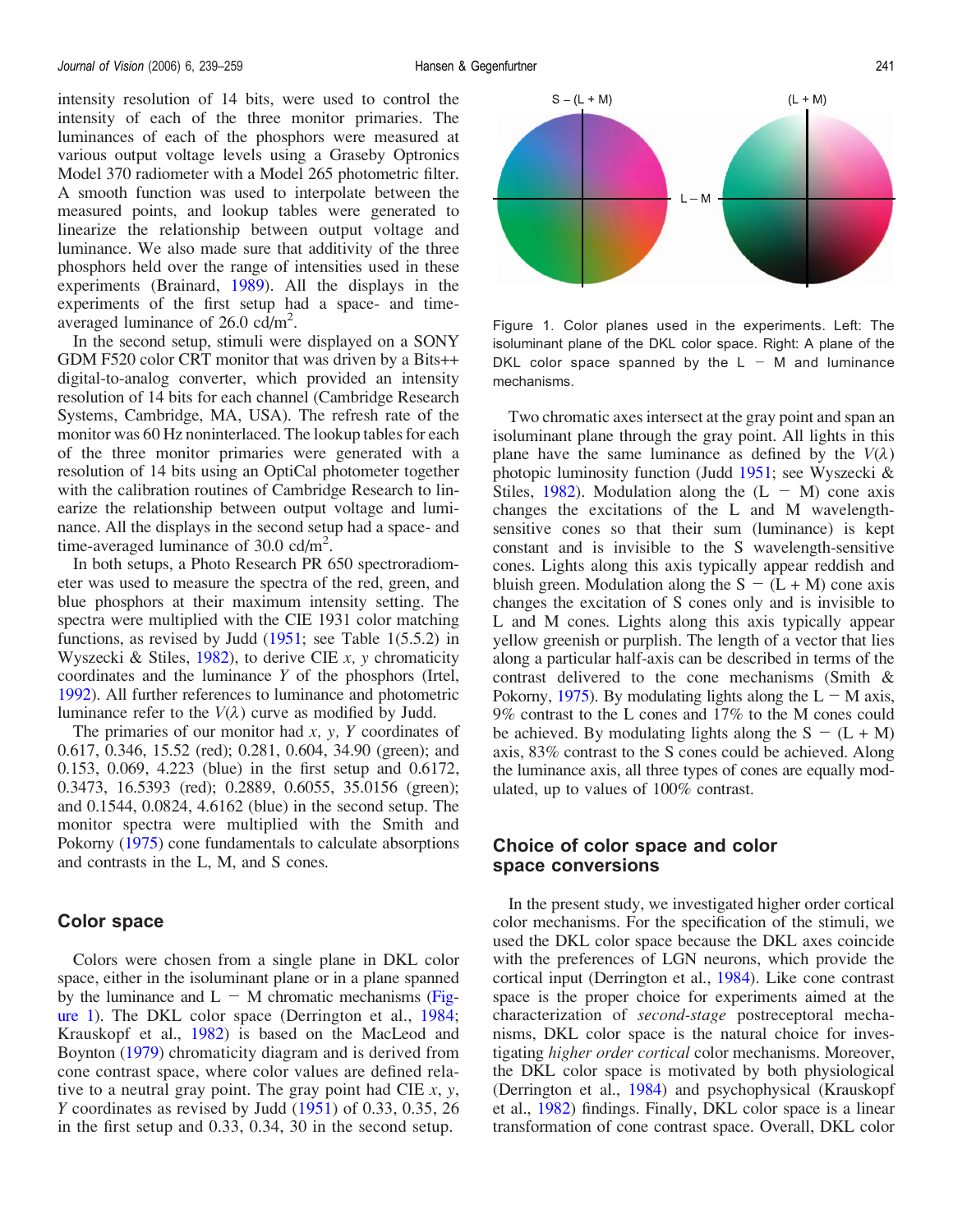intensity resolution of 14 bits, were used to control the intensity of each of the three monitor primaries. The luminances of each of the phosphors were measured at various output voltage levels using a Graseby Optronics Model 370 radiometer with a Model 265 photometric filter. A smooth function was used to interpolate between the measured points, and lookup tables were generated to linearize the relationship between output voltage and luminance. We also made sure that additivity of the three phosphors held over the range of intensities used in these experiments (Brainard, 1989). All the displays in the experiments of the first setup had a space- and time-averaged luminance of 26.0 cd/m$^2$.

In the second setup, stimuli were displayed on a SONY GDM F520 color CRT monitor that was driven by a Bits++ digital-to-analog converter, which provided an intensity resolution of 14 bits for each channel (Cambridge Research Systems, Cambridge, MA, USA). The refresh rate of the monitor was 60 Hz noninterlaced. The lookup tables for each of the three monitor primaries were generated with a resolution of 14 bits using an OptiCal photometer together with the calibration routines of Cambridge Research to linearize the relationship between output voltage and luminance. All the displays in the second setup had a space- and time-averaged luminance of 30.0 cd/m$^2$.

In both setups, a Photo Research PR 650 spectroradiometer was used to measure the spectra of the red, green, and blue phosphors at their maximum intensity setting. The spectra were multiplied with the CIE 1931 color matching functions, as revised by Judd (1951; see Table 1(5.5.2) in Wyszecki & Stiles, 1982), to derive CIE $x$, $y$ chromaticity coordinates and the luminance $Y$ of the phosphors (Irtel, 1992). All further references to luminance and photometric luminance refer to the $V(\lambda)$ curve as modified by Judd.

The primaries of our monitor had $x$, $y$, $Y$ coordinates of 0.617, 0.346, 15.52 (red); 0.281, 0.604, 34.90 (green); and 0.153, 0.069, 4.223 (blue) in the first setup and 0.6172, 0.3473, 16.5393 (red); 0.2889, 0.6055, 35.0156 (green); and 0.1544, 0.0824, 4.6162 (blue) in the second setup. The monitor spectra were multiplied with the Smith and Pokorny (1975) cone fundamentals to calculate absorptions and contrasts in the L, M, and S cones.

## Color space

Colors were chosen from a single plane in DKL color space, either in the isoluminant plane or in a plane spanned by the luminance and L − M chromatic mechanisms (Figure 1). The DKL color space (Derrington et al., 1984; Krauskopf et al., 1982) is based on the MacLeod and Boynton (1979) chromaticity diagram and is derived from cone contrast space, where color values are defined relative to a neutral gray point. The gray point had CIE $x$, $y$, $Y$ coordinates as revised by Judd (1951) of 0.33, 0.35, 26 in the first setup and 0.33, 0.34, 30 in the second setup.

S – (L + M)

(L + M)

L – M

Figure 1. Color planes used in the experiments. Left: The isoluminant plane of the DKL color space. Right: A plane of the DKL color space spanned by the L − M and luminance mechanisms.

Two chromatic axes intersect at the gray point and span an isoluminant plane through the gray point. All lights in this plane have the same luminance as defined by the $V(\lambda)$ photopic luminosity function (Judd 1951; see Wyszecki & Stiles, 1982). Modulation along the (L − M) cone axis changes the excitations of the L and M wavelength-sensitive cones so that their sum (luminance) is kept constant and is invisible to the S wavelength-sensitive cones. Lights along this axis typically appear reddish and bluish green. Modulation along the S − (L + M) cone axis changes the excitation of S cones only and is invisible to L and M cones. Lights along this axis typically appear yellow greenish or purplish. The length of a vector that lies along a particular half-axis can be described in terms of the contrast delivered to the cone mechanisms (Smith & Pokorny, 1975). By modulating lights along the L − M axis, 9% contrast to the L cones and 17% to the M cones could be achieved. By modulating lights along the S − (L + M) axis, 83% contrast to the S cones could be achieved. Along the luminance axis, all three types of cones are equally modulated, up to values of 100% contrast.

## Choice of color space and color space conversions

In the present study, we investigated higher order cortical color mechanisms. For the specification of the stimuli, we used the DKL color space because the DKL axes coincide with the preferences of LGN neurons, which provide the cortical input (Derrington et al., 1984). Like cone contrast space is the proper choice for experiments aimed at the characterization of *second-stage* postreceptoral mechanisms, DKL color space is the natural choice for investigating *higher order cortical* color mechanisms. Moreover, the DKL color space is motivated by both physiological (Derrington et al., 1984) and psychophysical (Krauskopf et al., 1982) findings. Finally, DKL color space is a linear transformation of cone contrast space. Overall, DKL color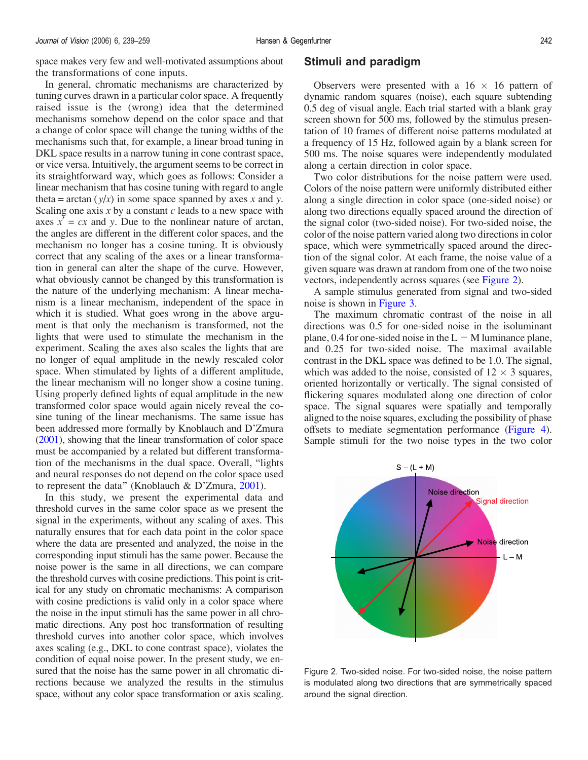space makes very few and well-motivated assumptions about the transformations of cone inputs.

In general, chromatic mechanisms are characterized by tuning curves drawn in a particular color space. A frequently raised issue is the (wrong) idea that the determined mechanisms somehow depend on the color space and that a change of color space will change the tuning widths of the mechanisms such that, for example, a linear broad tuning in DKL space results in a narrow tuning in cone contrast space, or vice versa. Intuitively, the argument seems to be correct in its straightforward way, which goes as follows: Consider a linear mechanism that has cosine tuning with regard to angle theta = arctan ($y/x$) in some space spanned by axes $x$ and $y$. Scaling one axis $x$ by a constant $c$ leads to a new space with axes $x' = cx$ and $y$. Due to the nonlinear nature of arctan, the angles are different in the different color spaces, and the mechanism no longer has a cosine tuning. It is obviously correct that any scaling of the axes or a linear transformation in general can alter the shape of the curve. However, what obviously cannot be changed by this transformation is the nature of the underlying mechanism: A linear mechanism is a linear mechanism, independent of the space in which it is studied. What goes wrong in the above argument is that only the mechanism is transformed, not the lights that were used to stimulate the mechanism in the experiment. Scaling the axes also scales the lights that are no longer of equal amplitude in the newly rescaled color space. When stimulated by lights of a different amplitude, the linear mechanism will no longer show a cosine tuning. Using properly defined lights of equal amplitude in the new transformed color space would again nicely reveal the cosine tuning of the linear mechanisms. The same issue has been addressed more formally by Knoblauch and D'Zmura (2001), showing that the linear transformation of color space must be accompanied by a related but different transformation of the mechanisms in the dual space. Overall, "lights and neural responses do not depend on the color space used to represent the data" (Knoblauch & D'Zmura, 2001).

In this study, we present the experimental data and threshold curves in the same color space as we present the signal in the experiments, without any scaling of axes. This naturally ensures that for each data point in the color space where the data are presented and analyzed, the noise in the corresponding input stimuli has the same power. Because the noise power is the same in all directions, we can compare the threshold curves with cosine predictions. This point is critical for any study on chromatic mechanisms: A comparison with cosine predictions is valid only in a color space where the noise in the input stimuli has the same power in all chromatic directions. Any post hoc transformation of resulting threshold curves into another color space, which involves axes scaling (e.g., DKL to cone contrast space), violates the condition of equal noise power. In the present study, we ensured that the noise has the same power in all chromatic directions because we analyzed the results in the stimulus space, without any color space transformation or axis scaling.

## Stimuli and paradigm

Observers were presented with a 16 × 16 pattern of dynamic random squares (noise), each square subtending 0.5 deg of visual angle. Each trial started with a blank gray screen shown for 500 ms, followed by the stimulus presentation of 10 frames of different noise patterns modulated at a frequency of 15 Hz, followed again by a blank screen for 500 ms. The noise squares were independently modulated along a certain direction in color space.

Two color distributions for the noise pattern were used. Colors of the noise pattern were uniformly distributed either along a single direction in color space (one-sided noise) or along two directions equally spaced around the direction of the signal color (two-sided noise). For two-sided noise, the color of the noise pattern varied along two directions in color space, which were symmetrically spaced around the direction of the signal color. At each frame, the noise value of a given square was drawn at random from one of the two noise vectors, independently across squares (see Figure 2).

A sample stimulus generated from signal and two-sided noise is shown in Figure 3.

The maximum chromatic contrast of the noise in all directions was 0.5 for one-sided noise in the isoluminant plane, 0.4 for one-sided noise in the L − M luminance plane, and 0.25 for two-sided noise. The maximal available contrast in the DKL space was defined to be 1.0. The signal, which was added to the noise, consisted of 12 × 3 squares, oriented horizontally or vertically. The signal consisted of flickering squares modulated along one direction of color space. The signal squares were spatially and temporally aligned to the noise squares, excluding the possibility of phase offsets to mediate segmentation performance (Figure 4). Sample stimuli for the two noise types in the two color

S − (L + M)
Noise direction
Signal direction
Noise direction
L − M

Figure 2. Two-sided noise. For two-sided noise, the noise pattern is modulated along two directions that are symmetrically spaced around the signal direction.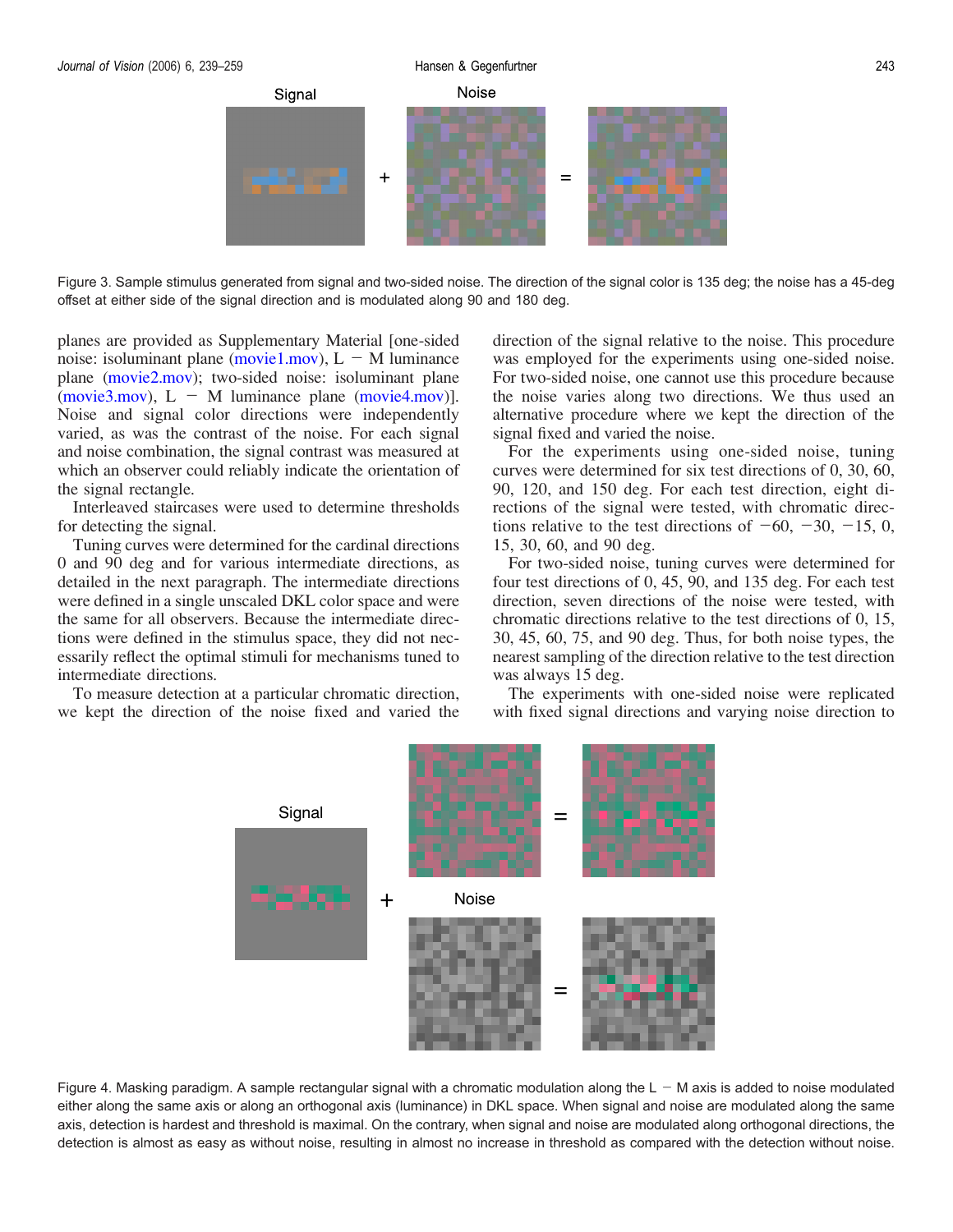Signal

Noise

+

=

Figure 3. Sample stimulus generated from signal and two-sided noise. The direction of the signal color is 135 deg; the noise has a 45-deg offset at either side of the signal direction and is modulated along 90 and 180 deg.

planes are provided as Supplementary Material [one-sided noise: isoluminant plane (movie1.mov), L − M luminance plane (movie2.mov); two-sided noise: isoluminant plane (movie3.mov), L − M luminance plane (movie4.mov)]. Noise and signal color directions were independently varied, as was the contrast of the noise. For each signal and noise combination, the signal contrast was measured at which an observer could reliably indicate the orientation of the signal rectangle.

Interleaved staircases were used to determine thresholds for detecting the signal.

Tuning curves were determined for the cardinal directions 0 and 90 deg and for various intermediate directions, as detailed in the next paragraph. The intermediate directions were defined in a single unscaled DKL color space and were the same for all observers. Because the intermediate directions were defined in the stimulus space, they did not necessarily reflect the optimal stimuli for mechanisms tuned to intermediate directions.

To measure detection at a particular chromatic direction, we kept the direction of the noise fixed and varied the direction of the signal relative to the noise. This procedure was employed for the experiments using one-sided noise. For two-sided noise, one cannot use this procedure because the noise varies along two directions. We thus used an alternative procedure where we kept the direction of the signal fixed and varied the noise.

For the experiments using one-sided noise, tuning curves were determined for six test directions of 0, 30, 60, 90, 120, and 150 deg. For each test direction, eight directions of the signal were tested, with chromatic directions relative to the test directions of −60, −30, −15, 0, 15, 30, 60, and 90 deg.

For two-sided noise, tuning curves were determined for four test directions of 0, 45, 90, and 135 deg. For each test direction, seven directions of the noise were tested, with chromatic directions relative to the test directions of 0, 15, 30, 45, 60, 75, and 90 deg. Thus, for both noise types, the nearest sampling of the direction relative to the test direction was always 15 deg.

The experiments with one-sided noise were replicated with fixed signal directions and varying noise direction to

Signal

Noise

+

=

=

Figure 4. Masking paradigm. A sample rectangular signal with a chromatic modulation along the L − M axis is added to noise modulated either along the same axis or along an orthogonal axis (luminance) in DKL space. When signal and noise are modulated along the same axis, detection is hardest and threshold is maximal. On the contrary, when signal and noise are modulated along orthogonal directions, the detection is almost as easy as without noise, resulting in almost no increase in threshold as compared with the detection without noise.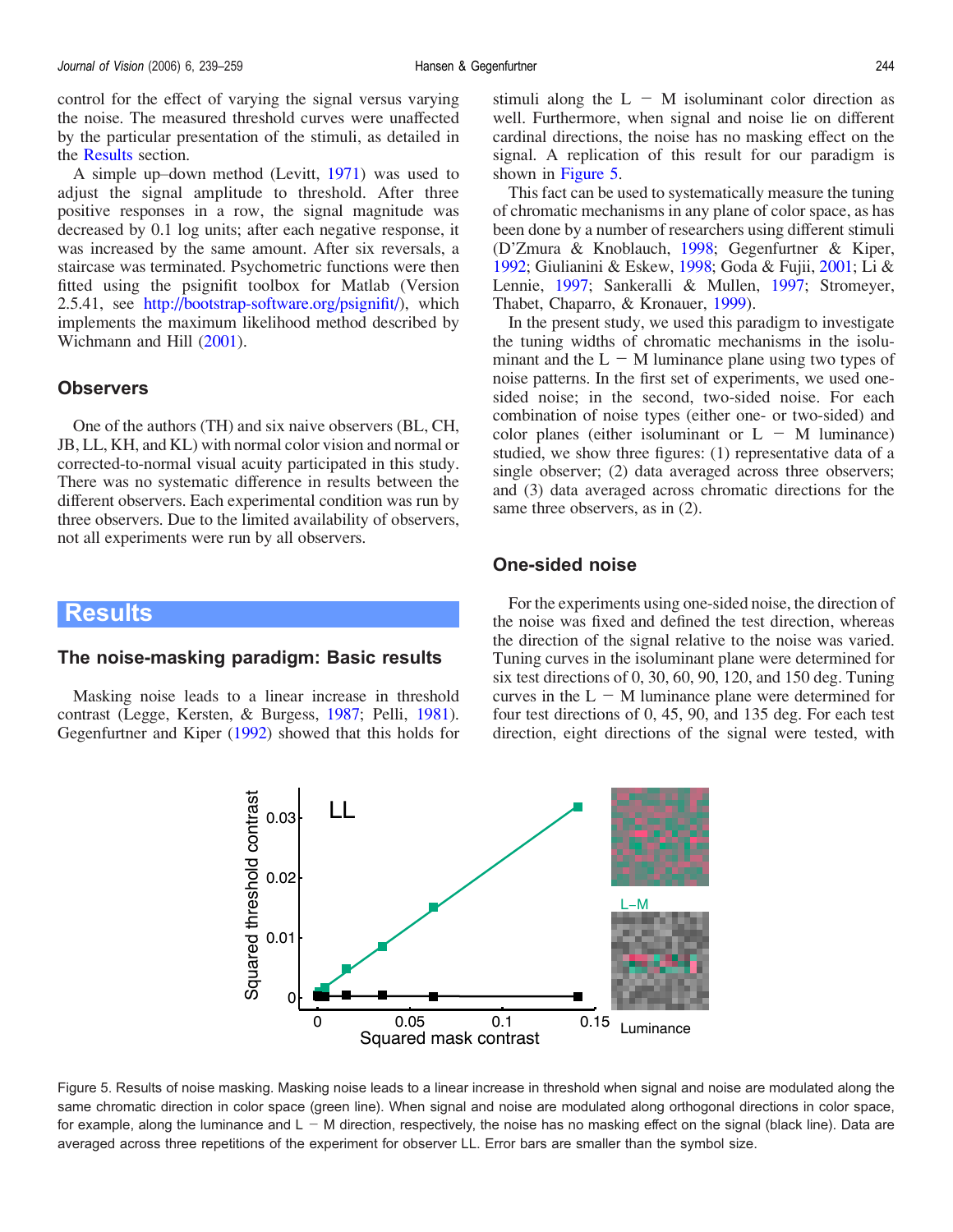control for the effect of varying the signal versus varying the noise. The measured threshold curves were unaffected by the particular presentation of the stimuli, as detailed in the Results section.

A simple up–down method (Levitt, 1971) was used to adjust the signal amplitude to threshold. After three positive responses in a row, the signal magnitude was decreased by 0.1 log units; after each negative response, it was increased by the same amount. After six reversals, a staircase was terminated. Psychometric functions were then fitted using the psignifit toolbox for Matlab (Version 2.5.41, see http://bootstrap-software.org/psignifit/), which implements the maximum likelihood method described by Wichmann and Hill (2001).

### Observers

One of the authors (TH) and six naive observers (BL, CH, JB, LL, KH, and KL) with normal color vision and normal or corrected-to-normal visual acuity participated in this study. There was no systematic difference in results between the different observers. Each experimental condition was run by three observers. Due to the limited availability of observers, not all experiments were run by all observers.

## Results

### The noise-masking paradigm: Basic results

Masking noise leads to a linear increase in threshold contrast (Legge, Kersten, & Burgess, 1987; Pelli, 1981). Gegenfurtner and Kiper (1992) showed that this holds for stimuli along the L − M isoluminant color direction as well. Furthermore, when signal and noise lie on different cardinal directions, the noise has no masking effect on the signal. A replication of this result for our paradigm is shown in Figure 5.

This fact can be used to systematically measure the tuning of chromatic mechanisms in any plane of color space, as has been done by a number of researchers using different stimuli (D'Zmura & Knoblauch, 1998; Gegenfurtner & Kiper, 1992; Giulianini & Eskew, 1998; Goda & Fujii, 2001; Li & Lennie, 1997; Sankeralli & Mullen, 1997; Stromeyer, Thabet, Chaparro, & Kronauer, 1999).

In the present study, we used this paradigm to investigate the tuning widths of chromatic mechanisms in the isoluminant and the L − M luminance plane using two types of noise patterns. In the first set of experiments, we used one-sided noise; in the second, two-sided noise. For each combination of noise types (either one- or two-sided) and color planes (either isoluminant or L − M luminance) studied, we show three figures: (1) representative data of a single observer; (2) data averaged across three observers; and (3) data averaged across chromatic directions for the same three observers, as in (2).

### One-sided noise

For the experiments using one-sided noise, the direction of the noise was fixed and defined the test direction, whereas the direction of the signal relative to the noise was varied. Tuning curves in the isoluminant plane were determined for six test directions of 0, 30, 60, 90, 120, and 150 deg. Tuning curves in the L − M luminance plane were determined for four test directions of 0, 45, 90, and 135 deg. For each test direction, eight directions of the signal were tested, with

LL

Squared threshold contrast

0 0.01 0.02 0.03

Squared mask contrast

0 0.05 0.1 0.15

L−M

Luminance

Figure 5. Results of noise masking. Masking noise leads to a linear increase in threshold when signal and noise are modulated along the same chromatic direction in color space (green line). When signal and noise are modulated along orthogonal directions in color space, for example, along the luminance and L − M direction, respectively, the noise has no masking effect on the signal (black line). Data are averaged across three repetitions of the experiment for observer LL. Error bars are smaller than the symbol size.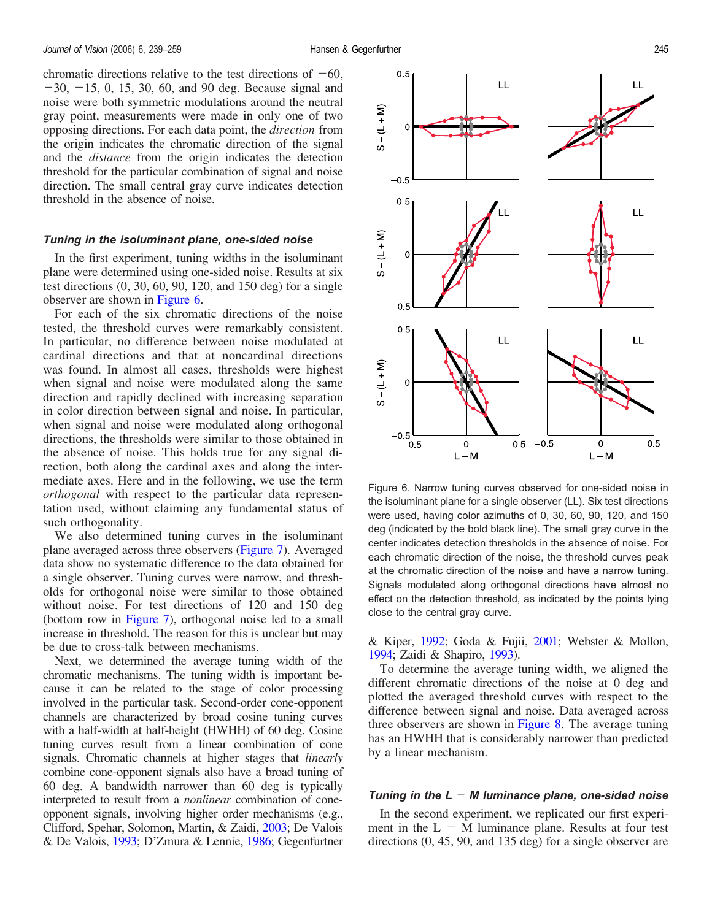chromatic directions relative to the test directions of −60, −30, −15, 0, 15, 30, 60, and 90 deg. Because signal and noise were both symmetric modulations around the neutral gray point, measurements were made in only one of two opposing directions. For each data point, the *direction* from the origin indicates the chromatic direction of the signal and the *distance* from the origin indicates the detection threshold for the particular combination of signal and noise direction. The small central gray curve indicates detection threshold in the absence of noise.

### *Tuning in the isoluminant plane, one-sided noise*

In the first experiment, tuning widths in the isoluminant plane were determined using one-sided noise. Results at six test directions (0, 30, 60, 90, 120, and 150 deg) for a single observer are shown in Figure 6.

For each of the six chromatic directions of the noise tested, the threshold curves were remarkably consistent. In particular, no difference between noise modulated at cardinal directions and that at noncardinal directions was found. In almost all cases, thresholds were highest when signal and noise were modulated along the same direction and rapidly declined with increasing separation in color direction between signal and noise. In particular, when signal and noise were modulated along orthogonal directions, the thresholds were similar to those obtained in the absence of noise. This holds true for any signal direction, both along the cardinal axes and along the intermediate axes. Here and in the following, we use the term *orthogonal* with respect to the particular data representation used, without claiming any fundamental status of such orthogonality.

We also determined tuning curves in the isoluminant plane averaged across three observers (Figure 7). Averaged data show no systematic difference to the data obtained for a single observer. Tuning curves were narrow, and thresholds for orthogonal noise were similar to those obtained without noise. For test directions of 120 and 150 deg (bottom row in Figure 7), orthogonal noise led to a small increase in threshold. The reason for this is unclear but may be due to cross-talk between mechanisms.

Next, we determined the average tuning width of the chromatic mechanisms. The tuning width is important because it can be related to the stage of color processing involved in the particular task. Second-order cone-opponent channels are characterized by broad cosine tuning curves with a half-width at half-height (HWHH) of 60 deg. Cosine tuning curves result from a linear combination of cone signals. Chromatic channels at higher stages that *linearly* combine cone-opponent signals also have a broad tuning of 60 deg. A bandwidth narrower than 60 deg is typically interpreted to result from a *nonlinear* combination of cone-opponent signals, involving higher order mechanisms (e.g., Clifford, Spehar, Solomon, Martin, & Zaidi, 2003; De Valois & De Valois, 1993; D'Zmura & Lennie, 1986; Gegenfurtner & Kiper, 1992; Goda & Fujii, 2001; Webster & Mollon, 1994; Zaidi & Shapiro, 1993).

0.5
LL
LL
0
S − (L + M)
−0.5
0.5
LL
LL
0
S − (L + M)
−0.5
0.5
LL
LL
0
S − (L + M)
−0.5
−0.5
0
0.5
−0.5
0
0.5
L − M
L − M

Figure 6. Narrow tuning curves observed for one-sided noise in the isoluminant plane for a single observer (LL). Six test directions were used, having color azimuths of 0, 30, 60, 90, 120, and 150 deg (indicated by the bold black line). The small gray curve in the center indicates detection thresholds in the absence of noise. For each chromatic direction of the noise, the threshold curves peak at the chromatic direction of the noise and have a narrow tuning. Signals modulated along orthogonal directions have almost no effect on the detection threshold, as indicated by the points lying close to the central gray curve.

To determine the average tuning width, we aligned the different chromatic directions of the noise at 0 deg and plotted the averaged threshold curves with respect to the difference between signal and noise. Data averaged across three observers are shown in Figure 8. The average tuning has an HWHH that is considerably narrower than predicted by a linear mechanism.

### *Tuning in the L − M luminance plane, one-sided noise*

In the second experiment, we replicated our first experiment in the L − M luminance plane. Results at four test directions (0, 45, 90, and 135 deg) for a single observer are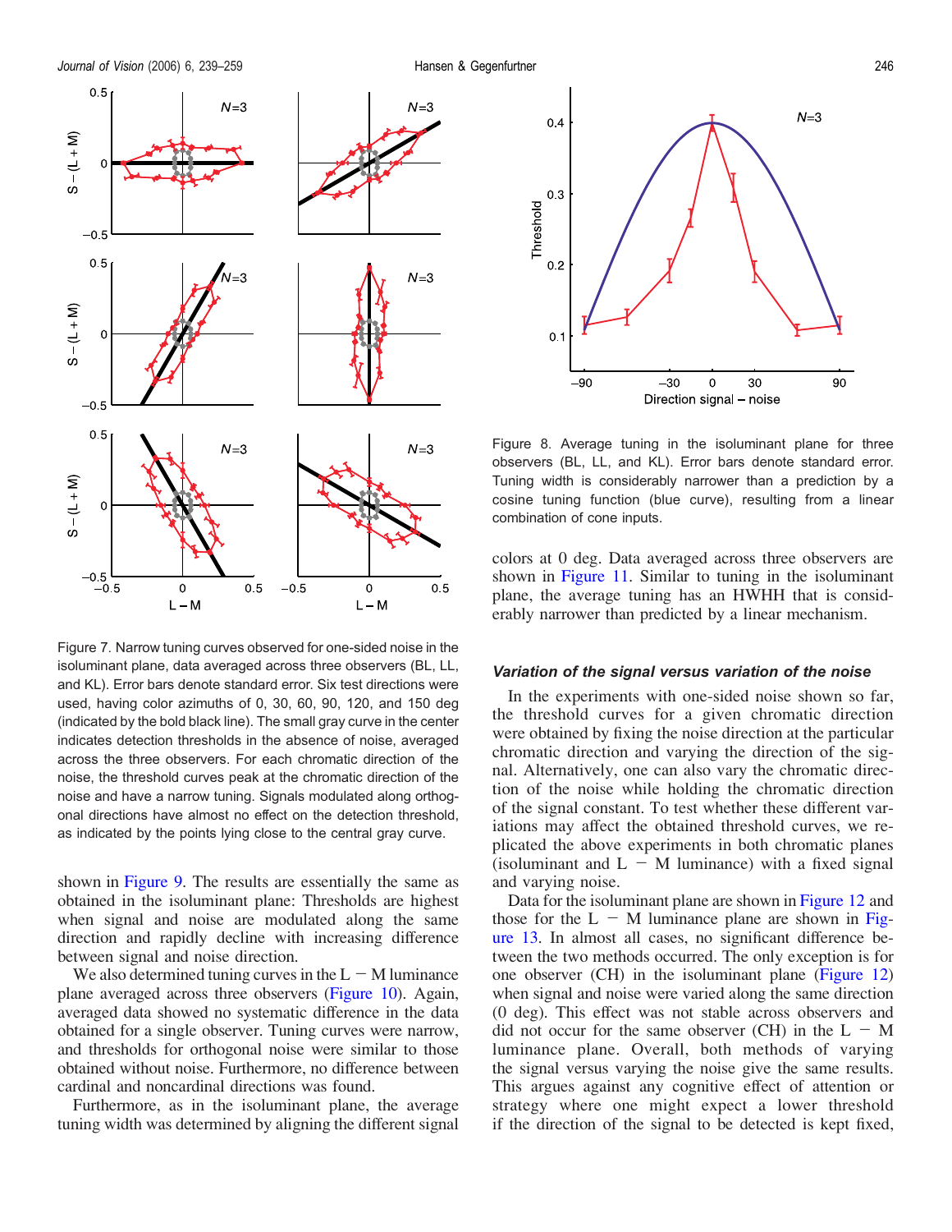N=3

S − (L + M)

0.5

0

−0.5

L − M

−0.5 0 0.5

Figure 7. Narrow tuning curves observed for one-sided noise in the isoluminant plane, data averaged across three observers (BL, LL, and KL). Error bars denote standard error. Six test directions were used, having color azimuths of 0, 30, 60, 90, 120, and 150 deg (indicated by the bold black line). The small gray curve in the center indicates detection thresholds in the absence of noise, averaged across the three observers. For each chromatic direction of the noise, the threshold curves peak at the chromatic direction of the noise and have a narrow tuning. Signals modulated along orthogonal directions have almost no effect on the detection threshold, as indicated by the points lying close to the central gray curve.

shown in Figure 9. The results are essentially the same as obtained in the isoluminant plane: Thresholds are highest when signal and noise are modulated along the same direction and rapidly decline with increasing difference between signal and noise direction.

We also determined tuning curves in the L − M luminance plane averaged across three observers (Figure 10). Again, averaged data showed no systematic difference in the data obtained for a single observer. Tuning curves were narrow, and thresholds for orthogonal noise were similar to those obtained without noise. Furthermore, no difference between cardinal and noncardinal directions was found.

Furthermore, as in the isoluminant plane, the average tuning width was determined by aligning the different signal

N=3

Threshold

0.4

0.3

0.2

0.1

−90 −30 0 30 90

Direction signal – noise

Figure 8. Average tuning in the isoluminant plane for three observers (BL, LL, and KL). Error bars denote standard error. Tuning width is considerably narrower than a prediction by a cosine tuning function (blue curve), resulting from a linear combination of cone inputs.

colors at 0 deg. Data averaged across three observers are shown in Figure 11. Similar to tuning in the isoluminant plane, the average tuning has an HWHH that is considerably narrower than predicted by a linear mechanism.

### *Variation of the signal versus variation of the noise*

In the experiments with one-sided noise shown so far, the threshold curves for a given chromatic direction were obtained by fixing the noise direction at the particular chromatic direction and varying the direction of the signal. Alternatively, one can also vary the chromatic direction of the noise while holding the chromatic direction of the signal constant. To test whether these different variations may affect the obtained threshold curves, we replicated the above experiments in both chromatic planes (isoluminant and L − M luminance) with a fixed signal and varying noise.

Data for the isoluminant plane are shown in Figure 12 and those for the L − M luminance plane are shown in Figure 13. In almost all cases, no significant difference between the two methods occurred. The only exception is for one observer (CH) in the isoluminant plane (Figure 12) when signal and noise were varied along the same direction (0 deg). This effect was not stable across observers and did not occur for the same observer (CH) in the L − M luminance plane. Overall, both methods of varying the signal versus varying the noise give the same results. This argues against any cognitive effect of attention or strategy where one might expect a lower threshold if the direction of the signal to be detected is kept fixed,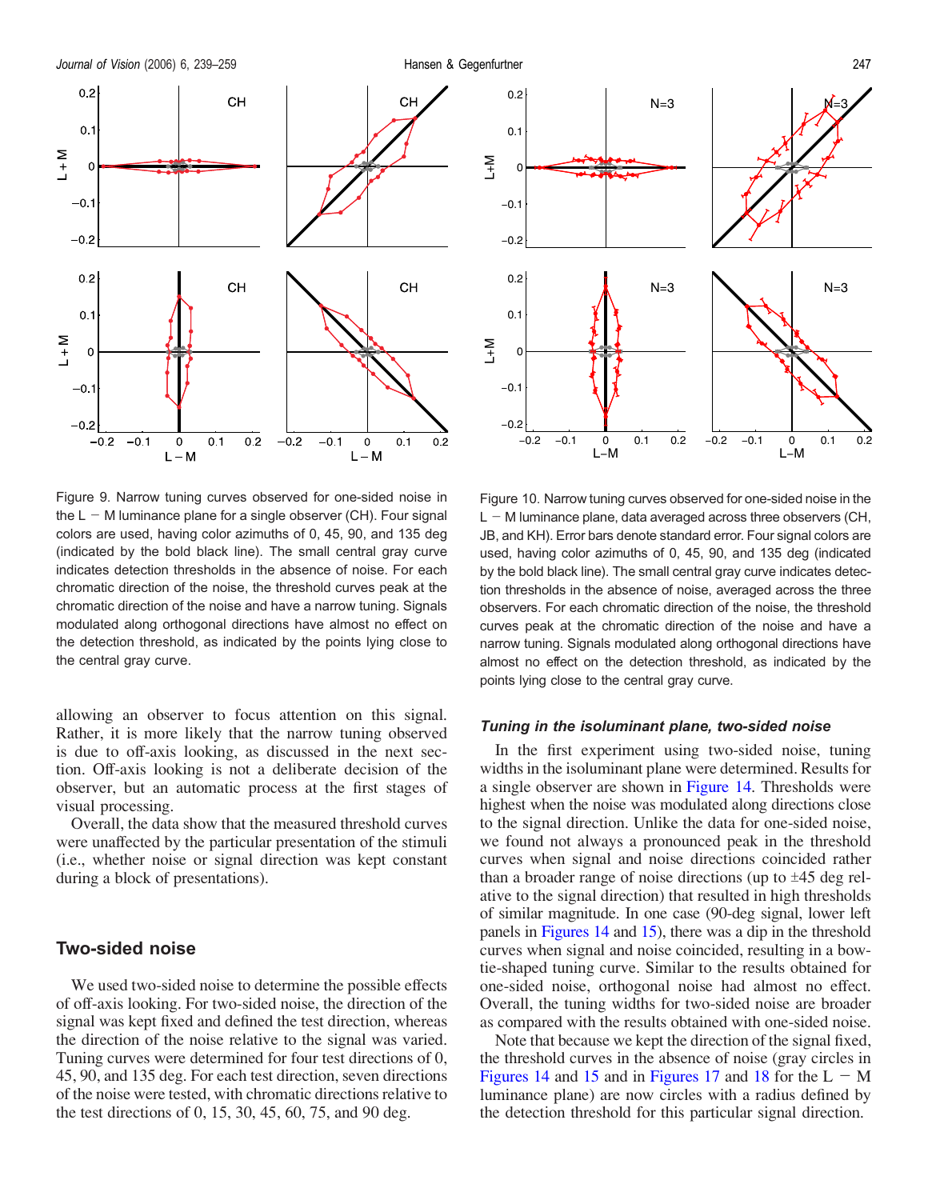CH

L + M

0.2
0.1
0
−0.1
−0.2

−0.2 −0.1 0 0.1 0.2

L − M

N=3

Figure 9. Narrow tuning curves observed for one-sided noise in the L − M luminance plane for a single observer (CH). Four signal colors are used, having color azimuths of 0, 45, 90, and 135 deg (indicated by the bold black line). The small central gray curve indicates detection thresholds in the absence of noise. For each chromatic direction of the noise, the threshold curves peak at the chromatic direction of the noise and have a narrow tuning. Signals modulated along orthogonal directions have almost no effect on the detection threshold, as indicated by the points lying close to the central gray curve.

Figure 10. Narrow tuning curves observed for one-sided noise in the L − M luminance plane, data averaged across three observers (CH, JB, and KH). Error bars denote standard error. Four signal colors are used, having color azimuths of 0, 45, 90, and 135 deg (indicated by the bold black line). The small central gray curve indicates detection thresholds in the absence of noise, averaged across the three observers. For each chromatic direction of the noise, the threshold curves peak at the chromatic direction of the noise and have a narrow tuning. Signals modulated along orthogonal directions have almost no effect on the detection threshold, as indicated by the points lying close to the central gray curve.

allowing an observer to focus attention on this signal. Rather, it is more likely that the narrow tuning observed is due to off-axis looking, as discussed in the next section. Off-axis looking is not a deliberate decision of the observer, but an automatic process at the first stages of visual processing.

Overall, the data show that the measured threshold curves were unaffected by the particular presentation of the stimuli (i.e., whether noise or signal direction was kept constant during a block of presentations).

## Two-sided noise

We used two-sided noise to determine the possible effects of off-axis looking. For two-sided noise, the direction of the signal was kept fixed and defined the test direction, whereas the direction of the noise relative to the signal was varied. Tuning curves were determined for four test directions of 0, 45, 90, and 135 deg. For each test direction, seven directions of the noise were tested, with chromatic directions relative to the test directions of 0, 15, 30, 45, 60, 75, and 90 deg.

### *Tuning in the isoluminant plane, two-sided noise*

In the first experiment using two-sided noise, tuning widths in the isoluminant plane were determined. Results for a single observer are shown in Figure 14. Thresholds were highest when the noise was modulated along directions close to the signal direction. Unlike the data for one-sided noise, we found not always a pronounced peak in the threshold curves when signal and noise directions coincided rather than a broader range of noise directions (up to ±45 deg relative to the signal direction) that resulted in high thresholds of similar magnitude. In one case (90-deg signal, lower left panels in Figures 14 and 15), there was a dip in the threshold curves when signal and noise coincided, resulting in a bow-tie-shaped tuning curve. Similar to the results obtained for one-sided noise, orthogonal noise had almost no effect. Overall, the tuning widths for two-sided noise are broader as compared with the results obtained with one-sided noise.

Note that because we kept the direction of the signal fixed, the threshold curves in the absence of noise (gray circles in Figures 14 and 15 and in Figures 17 and 18 for the L − M luminance plane) are now circles with a radius defined by the detection threshold for this particular signal direction.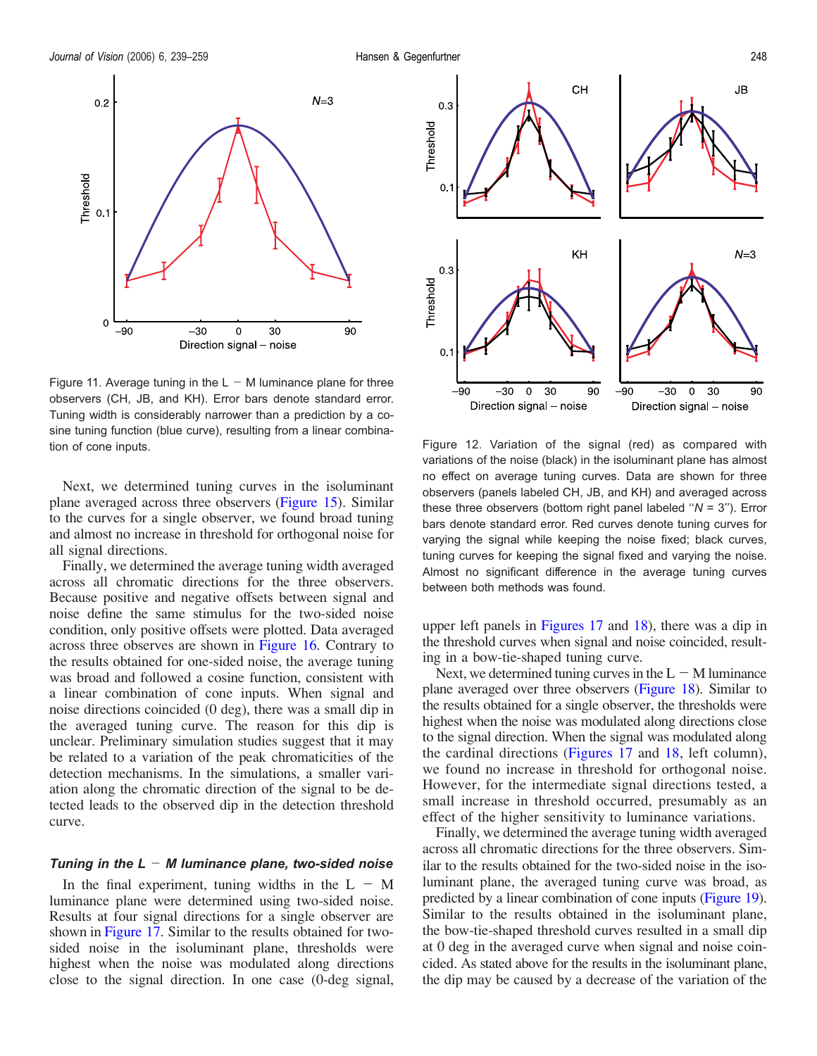N=3

0.2

0.1

0

Threshold

−90 −30 0 30 90

Direction signal – noise

Figure 11. Average tuning in the L − M luminance plane for three observers (CH, JB, and KH). Error bars denote standard error. Tuning width is considerably narrower than a prediction by a cosine tuning function (blue curve), resulting from a linear combination of cone inputs.

CH

JB

KH

N=3

0.3

0.1

Threshold

−90 −30 0 30 90

Direction signal – noise

Figure 12. Variation of the signal (red) as compared with variations of the noise (black) in the isoluminant plane has almost no effect on average tuning curves. Data are shown for three observers (panels labeled CH, JB, and KH) and averaged across these three observers (bottom right panel labeled "N = 3"). Error bars denote standard error. Red curves denote tuning curves for varying the signal while keeping the noise fixed; black curves, tuning curves for keeping the signal fixed and varying the noise. Almost no significant difference in the average tuning curves between both methods was found.

Next, we determined tuning curves in the isoluminant plane averaged across three observers (Figure 15). Similar to the curves for a single observer, we found broad tuning and almost no increase in threshold for orthogonal noise for all signal directions.

Finally, we determined the average tuning width averaged across all chromatic directions for the three observers. Because positive and negative offsets between signal and noise define the same stimulus for the two-sided noise condition, only positive offsets were plotted. Data averaged across three observes are shown in Figure 16. Contrary to the results obtained for one-sided noise, the average tuning was broad and followed a cosine function, consistent with a linear combination of cone inputs. When signal and noise directions coincided (0 deg), there was a small dip in the averaged tuning curve. The reason for this dip is unclear. Preliminary simulation studies suggest that it may be related to a variation of the peak chromaticities of the detection mechanisms. In the simulations, a smaller variation along the chromatic direction of the signal to be detected leads to the observed dip in the detection threshold curve.

### *Tuning in the L − M luminance plane, two-sided noise*

In the final experiment, tuning widths in the L − M luminance plane were determined using two-sided noise. Results at four signal directions for a single observer are shown in Figure 17. Similar to the results obtained for two-sided noise in the isoluminant plane, thresholds were highest when the noise was modulated along directions close to the signal direction. In one case (0-deg signal, upper left panels in Figures 17 and 18), there was a dip in the threshold curves when signal and noise coincided, resulting in a bow-tie-shaped tuning curve.

Next, we determined tuning curves in the L − M luminance plane averaged over three observers (Figure 18). Similar to the results obtained for a single observer, the thresholds were highest when the noise was modulated along directions close to the signal direction. When the signal was modulated along the cardinal directions (Figures 17 and 18, left column), we found no increase in threshold for orthogonal noise. However, for the intermediate signal directions tested, a small increase in threshold occurred, presumably as an effect of the higher sensitivity to luminance variations.

Finally, we determined the average tuning width averaged across all chromatic directions for the three observers. Similar to the results obtained for the two-sided noise in the isoluminant plane, the averaged tuning curve was broad, as predicted by a linear combination of cone inputs (Figure 19). Similar to the results obtained in the isoluminant plane, the bow-tie-shaped threshold curves resulted in a small dip at 0 deg in the averaged curve when signal and noise coincided. As stated above for the results in the isoluminant plane, the dip may be caused by a decrease of the variation of the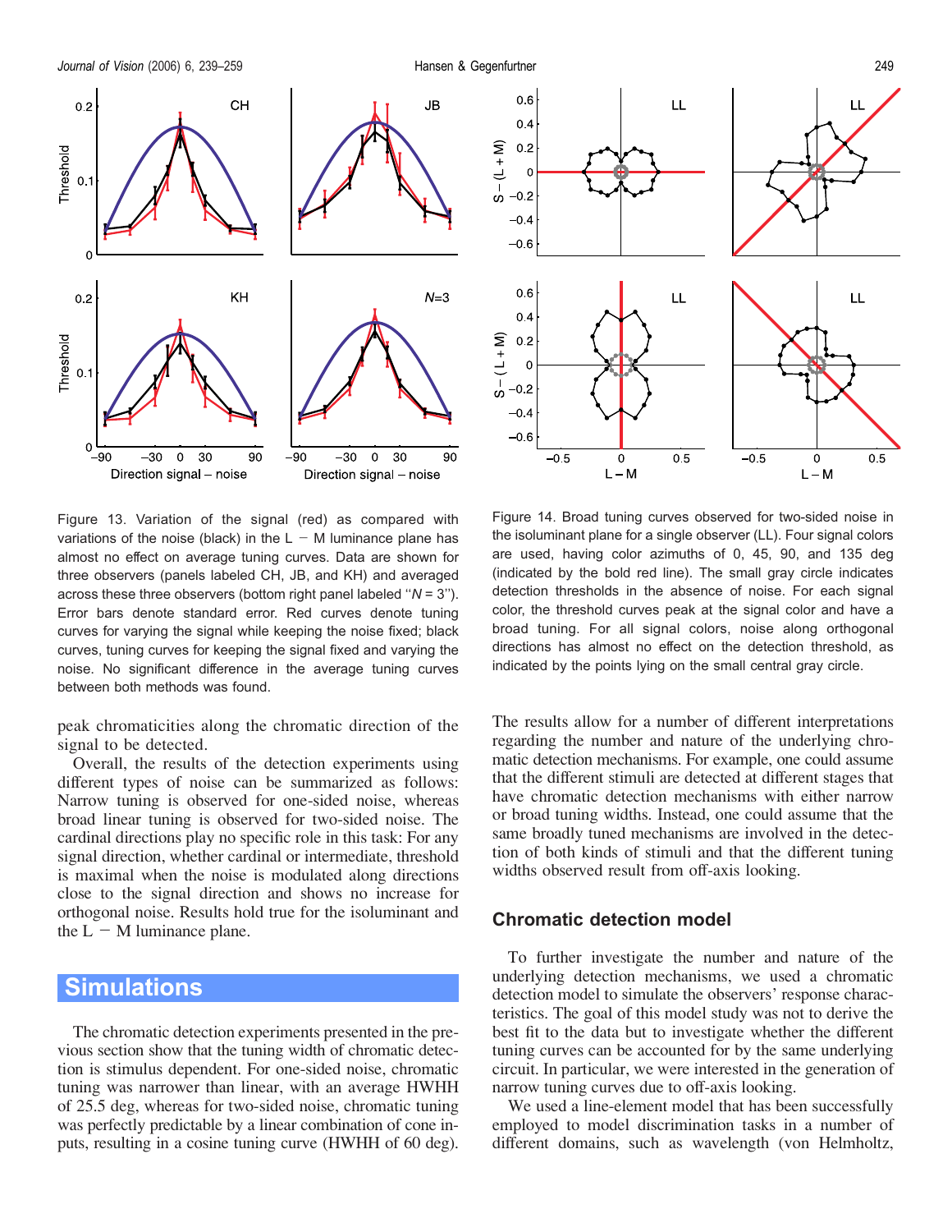CH

JB

KH

$N$=3

Threshold

0.2

0.1

0

−90 −30 0 30 90

Direction signal − noise

Figure 13. Variation of the signal (red) as compared with variations of the noise (black) in the L − M luminance plane has almost no effect on average tuning curves. Data are shown for three observers (panels labeled CH, JB, and KH) and averaged across these three observers (bottom right panel labeled "$N$ = 3"). Error bars denote standard error. Red curves denote tuning curves for varying the signal while keeping the noise fixed; black curves, tuning curves for keeping the signal fixed and varying the noise. No significant difference in the average tuning curves between both methods was found.

LL

S − (L + M)

L − M

0.6 0.4 0.2 0 −0.2 −0.4 −0.6

−0.5 0 0.5

Figure 14. Broad tuning curves observed for two-sided noise in the isoluminant plane for a single observer (LL). Four signal colors are used, having color azimuths of 0, 45, 90, and 135 deg (indicated by the bold red line). The small gray circle indicates detection thresholds in the absence of noise. For each signal color, the threshold curves peak at the signal color and have a broad tuning. For all signal colors, noise along orthogonal directions has almost no effect on the detection threshold, as indicated by the points lying on the small central gray circle.

peak chromaticities along the chromatic direction of the signal to be detected.

Overall, the results of the detection experiments using different types of noise can be summarized as follows: Narrow tuning is observed for one-sided noise, whereas broad linear tuning is observed for two-sided noise. The cardinal directions play no specific role in this task: For any signal direction, whether cardinal or intermediate, threshold is maximal when the noise is modulated along directions close to the signal direction and shows no increase for orthogonal noise. Results hold true for the isoluminant and the L − M luminance plane.

# Simulations

The chromatic detection experiments presented in the previous section show that the tuning width of chromatic detection is stimulus dependent. For one-sided noise, chromatic tuning was narrower than linear, with an average HWHH of 25.5 deg, whereas for two-sided noise, chromatic tuning was perfectly predictable by a linear combination of cone inputs, resulting in a cosine tuning curve (HWHH of 60 deg). The results allow for a number of different interpretations regarding the number and nature of the underlying chromatic detection mechanisms. For example, one could assume that the different stimuli are detected at different stages that have chromatic detection mechanisms with either narrow or broad tuning widths. Instead, one could assume that the same broadly tuned mechanisms are involved in the detection of both kinds of stimuli and that the different tuning widths observed result from off-axis looking.

## Chromatic detection model

To further investigate the number and nature of the underlying detection mechanisms, we used a chromatic detection model to simulate the observers' response characteristics. The goal of this model study was not to derive the best fit to the data but to investigate whether the different tuning curves can be accounted for by the same underlying circuit. In particular, we were interested in the generation of narrow tuning curves due to off-axis looking.

We used a line-element model that has been successfully employed to model discrimination tasks in a number of different domains, such as wavelength (von Helmholtz,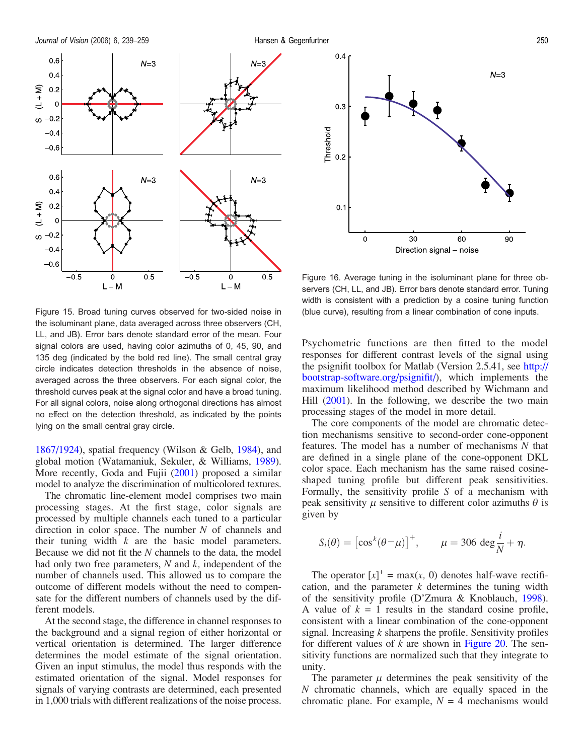Figure 15. Broad tuning curves observed for two-sided noise in the isoluminant plane, data averaged across three observers (CH, LL, and JB). Error bars denote standard error of the mean. Four signal colors are used, having color azimuths of 0, 45, 90, and 135 deg (indicated by the bold red line). The small central gray circle indicates detection thresholds in the absence of noise, averaged across the three observers. For each signal color, the threshold curves peak at the signal color and have a broad tuning. For all signal colors, noise along orthogonal directions has almost no effect on the detection threshold, as indicated by the points lying on the small central gray circle.

Figure 16. Average tuning in the isoluminant plane for three observers (CH, LL, and JB). Error bars denote standard error. Tuning width is consistent with a prediction by a cosine tuning function (blue curve), resulting from a linear combination of cone inputs.

1867/1924), spatial frequency (Wilson & Gelb, 1984), and global motion (Watamaniuk, Sekuler, & Williams, 1989). More recently, Goda and Fujii (2001) proposed a similar model to analyze the discrimination of multicolored textures.

The chromatic line-element model comprises two main processing stages. At the first stage, color signals are processed by multiple channels each tuned to a particular direction in color space. The number $N$ of channels and their tuning width $k$ are the basic model parameters. Because we did not fit the $N$ channels to the data, the model had only two free parameters, $N$ and $k$, independent of the number of channels used. This allowed us to compare the outcome of different models without the need to compensate for the different numbers of channels used by the different models.

At the second stage, the difference in channel responses to the background and a signal region of either horizontal or vertical orientation is determined. The larger difference determines the model estimate of the signal orientation. Given an input stimulus, the model thus responds with the estimated orientation of the signal. Model responses for signals of varying contrasts are determined, each presented in 1,000 trials with different realizations of the noise process. Psychometric functions are then fitted to the model responses for different contrast levels of the signal using the psignifit toolbox for Matlab (Version 2.5.41, see http://bootstrap-software.org/psignifit/), which implements the maximum likelihood method described by Wichmann and Hill (2001). In the following, we describe the two main processing stages of the model in more detail.

The core components of the model are chromatic detection mechanisms sensitive to second-order cone-opponent features. The model has a number of mechanisms $N$ that are defined in a single plane of the cone-opponent DKL color space. Each mechanism has the same raised cosine-shaped tuning profile but different peak sensitivities. Formally, the sensitivity profile $S$ of a mechanism with peak sensitivity $\mu$ sensitive to different color azimuths $\theta$ is given by

$$S_i(\theta) = \left[\cos^k(\theta - \mu)\right]^+, \qquad \mu = 306 \text{ deg} \frac{i}{N} + \eta.$$

The operator $[x]^+ = \max(x, 0)$ denotes half-wave rectification, and the parameter $k$ determines the tuning width of the sensitivity profile (D'Zmura & Knoblauch, 1998). A value of $k = 1$ results in the standard cosine profile, consistent with a linear combination of the cone-opponent signal. Increasing $k$ sharpens the profile. Sensitivity profiles for different values of $k$ are shown in Figure 20. The sensitivity functions are normalized such that they integrate to unity.

The parameter $\mu$ determines the peak sensitivity of the $N$ chromatic channels, which are equally spaced in the chromatic plane. For example, $N = 4$ mechanisms would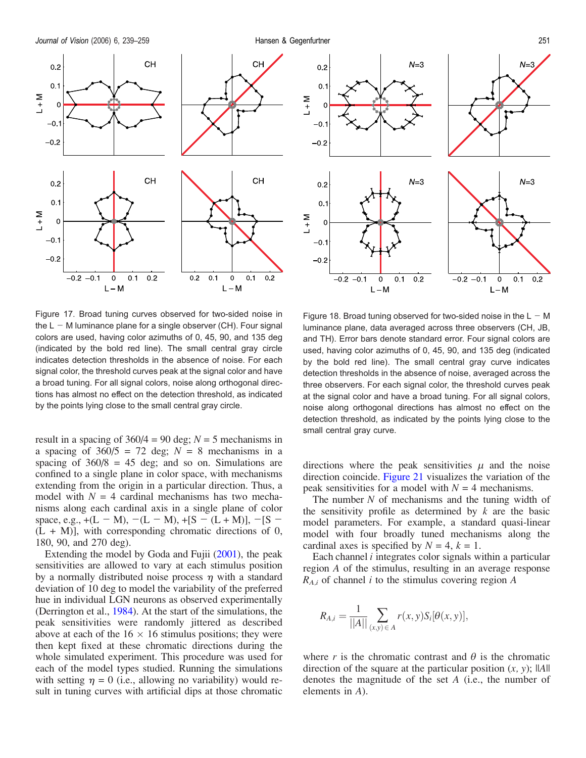CH

0.2
0.1
0
−0.1
−0.2

L + M

−0.2 −0.1 0 0.1 0.2

L − M

0.2 0.1 0 0.1 0.2

L − M

N=3

−0.2 −0.1 0 0.1 0.2

L − M

Figure 17. Broad tuning curves observed for two-sided noise in the L − M luminance plane for a single observer (CH). Four signal colors are used, having color azimuths of 0, 45, 90, and 135 deg (indicated by the bold red line). The small central gray circle indicates detection thresholds in the absence of noise. For each signal color, the threshold curves peak at the signal color and have a broad tuning. For all signal colors, noise along orthogonal directions has almost no effect on the detection threshold, as indicated by the points lying close to the small central gray circle.

Figure 18. Broad tuning observed for two-sided noise in the L − M luminance plane, data averaged across three observers (CH, JB, and TH). Error bars denote standard error. Four signal colors are used, having color azimuths of 0, 45, 90, and 135 deg (indicated by the bold red line). The small central gray curve indicates detection thresholds in the absence of noise, averaged across the three observers. For each signal color, the threshold curves peak at the signal color and have a broad tuning. For all signal colors, noise along orthogonal directions has almost no effect on the detection threshold, as indicated by the points lying close to the small central gray curve.

result in a spacing of 360/4 = 90 deg; $N = 5$ mechanisms in a spacing of 360/5 = 72 deg; $N = 8$ mechanisms in a spacing of 360/8 = 45 deg; and so on. Simulations are confined to a single plane in color space, with mechanisms extending from the origin in a particular direction. Thus, a model with $N = 4$ cardinal mechanisms has two mechanisms along each cardinal axis in a single plane of color space, e.g., +(L − M), −(L − M), +[S − (L + M)], −[S − (L + M)], with corresponding chromatic directions of 0, 180, 90, and 270 deg).

Extending the model by Goda and Fujii (2001), the peak sensitivities are allowed to vary at each stimulus position by a normally distributed noise process $\eta$ with a standard deviation of 10 deg to model the variability of the preferred hue in individual LGN neurons as observed experimentally (Derrington et al., 1984). At the start of the simulations, the peak sensitivities were randomly jittered as described above at each of the 16 × 16 stimulus positions; they were then kept fixed at these chromatic directions during the whole simulated experiment. This procedure was used for each of the model types studied. Running the simulations with setting $\eta = 0$ (i.e., allowing no variability) would result in tuning curves with artificial dips at those chromatic directions where the peak sensitivities $\mu$ and the noise direction coincide. Figure 21 visualizes the variation of the peak sensitivities for a model with $N = 4$ mechanisms.

The number $N$ of mechanisms and the tuning width of the sensitivity profile as determined by $k$ are the basic model parameters. For example, a standard quasi-linear model with four broadly tuned mechanisms along the cardinal axes is specified by $N = 4$, $k = 1$.

Each channel $i$ integrates color signals within a particular region $A$ of the stimulus, resulting in an average response $R_{A,i}$ of channel $i$ to the stimulus covering region $A$

$$R_{A,i} = \frac{1}{||A||} \sum_{(x,y) \in A} r(x,y) S_i[\theta(x,y)],$$

where $r$ is the chromatic contrast and $\theta$ is the chromatic direction of the square at the particular position $(x, y)$; $||A||$ denotes the magnitude of the set $A$ (i.e., the number of elements in $A$).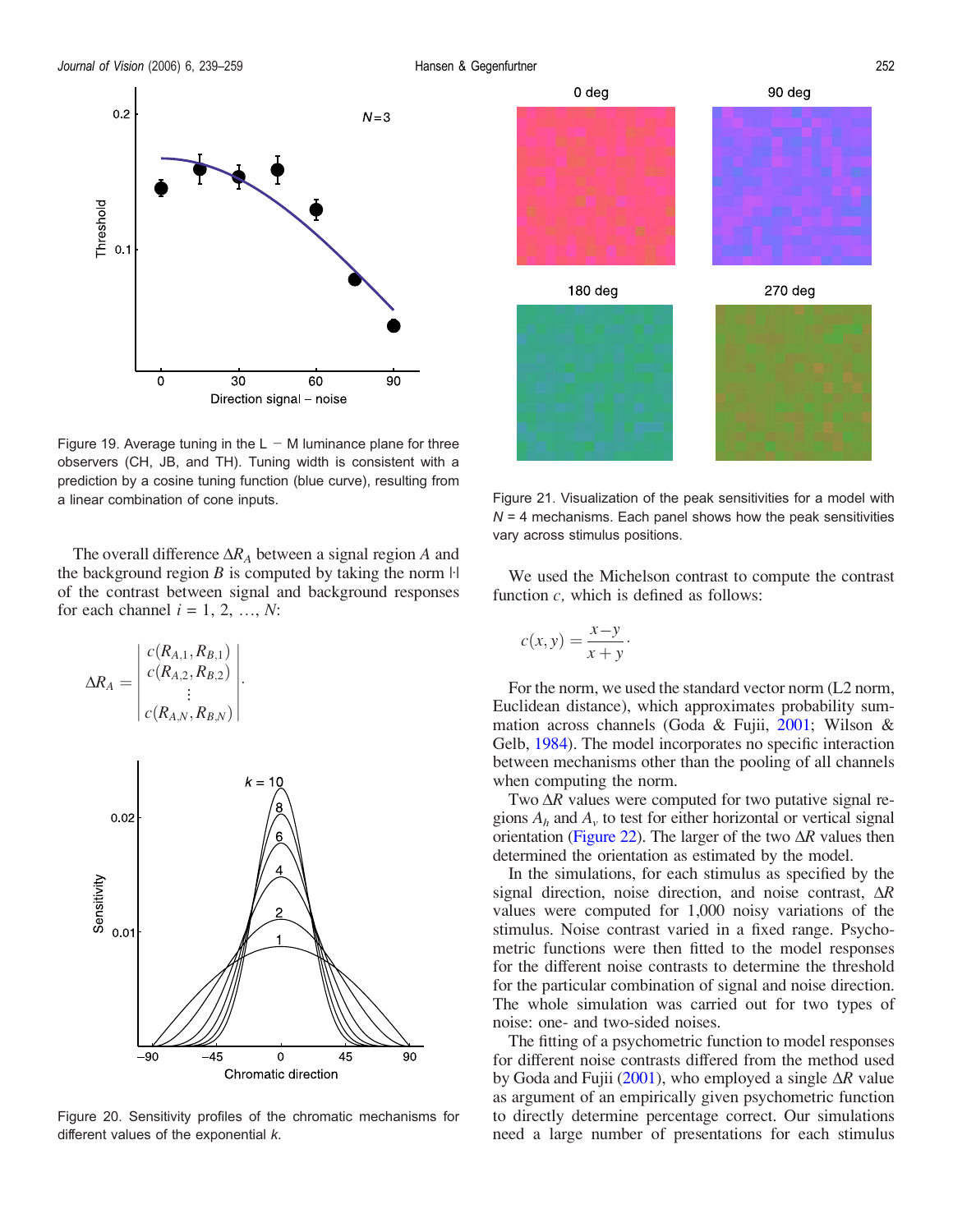0.2

N=3

Threshold

0.1

0 30 60 90

Direction signal − noise

Figure 19. Average tuning in the L − M luminance plane for three observers (CH, JB, and TH). Tuning width is consistent with a prediction by a cosine tuning function (blue curve), resulting from a linear combination of cone inputs.

The overall difference $\Delta R_A$ between a signal region $A$ and the background region $B$ is computed by taking the norm $|\cdot|$ of the contrast between signal and background responses for each channel $i = 1, 2, \ldots, N$:

$$\Delta R_A = \begin{vmatrix} c(R_{A,1}, R_{B,1}) \\ c(R_{A,2}, R_{B,2}) \\ \vdots \\ c(R_{A,N}, R_{B,N}) \end{vmatrix}.$$

k = 10

8

6

4

2

1

0.02

0.01

Sensitivity

−90 −45 0 45 90

Chromatic direction

Figure 20. Sensitivity profiles of the chromatic mechanisms for different values of the exponential $k$.

0 deg

90 deg

180 deg

270 deg

Figure 21. Visualization of the peak sensitivities for a model with $N = 4$ mechanisms. Each panel shows how the peak sensitivities vary across stimulus positions.

We used the Michelson contrast to compute the contrast function $c$, which is defined as follows:

$$c(x, y) = \frac{x - y}{x + y}.$$

For the norm, we used the standard vector norm (L2 norm, Euclidean distance), which approximates probability summation across channels (Goda & Fujii, 2001; Wilson & Gelb, 1984). The model incorporates no specific interaction between mechanisms other than the pooling of all channels when computing the norm.

Two $\Delta R$ values were computed for two putative signal regions $A_h$ and $A_v$ to test for either horizontal or vertical signal orientation (Figure 22). The larger of the two $\Delta R$ values then determined the orientation as estimated by the model.

In the simulations, for each stimulus as specified by the signal direction, noise direction, and noise contrast, $\Delta R$ values were computed for 1,000 noisy variations of the stimulus. Noise contrast varied in a fixed range. Psychometric functions were then fitted to the model responses for the different noise contrasts to determine the threshold for the particular combination of signal and noise direction. The whole simulation was carried out for two types of noise: one- and two-sided noises.

The fitting of a psychometric function to model responses for different noise contrasts differed from the method used by Goda and Fujii (2001), who employed a single $\Delta R$ value as argument of an empirically given psychometric function to directly determine percentage correct. Our simulations need a large number of presentations for each stimulus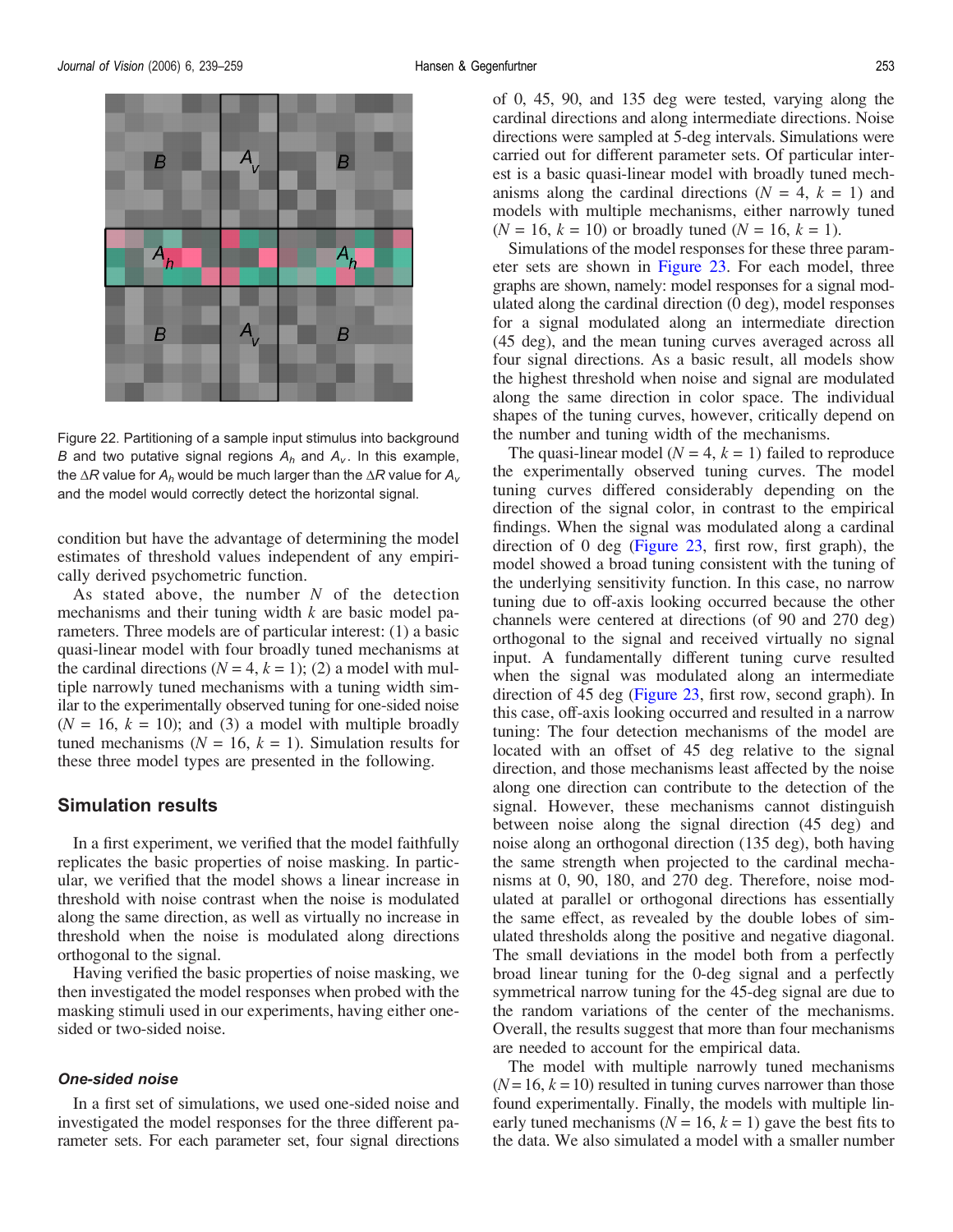B

$A_v$

B

$A_h$

$A_h$

B

$A_v$

B

Figure 22. Partitioning of a sample input stimulus into background $B$ and two putative signal regions $A_h$ and $A_v$. In this example, the $\Delta R$ value for $A_h$ would be much larger than the $\Delta R$ value for $A_v$ and the model would correctly detect the horizontal signal.

condition but have the advantage of determining the model estimates of threshold values independent of any empirically derived psychometric function.

As stated above, the number $N$ of the detection mechanisms and their tuning width $k$ are basic model parameters. Three models are of particular interest: (1) a basic quasi-linear model with four broadly tuned mechanisms at the cardinal directions ($N = 4$, $k = 1$); (2) a model with multiple narrowly tuned mechanisms with a tuning width similar to the experimentally observed tuning for one-sided noise ($N = 16$, $k = 10$); and (3) a model with multiple broadly tuned mechanisms ($N = 16$, $k = 1$). Simulation results for these three model types are presented in the following.

## Simulation results

In a first experiment, we verified that the model faithfully replicates the basic properties of noise masking. In particular, we verified that the model shows a linear increase in threshold with noise contrast when the noise is modulated along the same direction, as well as virtually no increase in threshold when the noise is modulated along directions orthogonal to the signal.

Having verified the basic properties of noise masking, we then investigated the model responses when probed with the masking stimuli used in our experiments, having either one-sided or two-sided noise.

### *One-sided noise*

In a first set of simulations, we used one-sided noise and investigated the model responses for the three different parameter sets. For each parameter set, four signal directions of 0, 45, 90, and 135 deg were tested, varying along the cardinal directions and along intermediate directions. Noise directions were sampled at 5-deg intervals. Simulations were carried out for different parameter sets. Of particular interest is a basic quasi-linear model with broadly tuned mechanisms along the cardinal directions ($N = 4$, $k = 1$) and models with multiple mechanisms, either narrowly tuned ($N = 16$, $k = 10$) or broadly tuned ($N = 16$, $k = 1$).

Simulations of the model responses for these three parameter sets are shown in Figure 23. For each model, three graphs are shown, namely: model responses for a signal modulated along the cardinal direction (0 deg), model responses for a signal modulated along an intermediate direction (45 deg), and the mean tuning curves averaged across all four signal directions. As a basic result, all models show the highest threshold when noise and signal are modulated along the same direction in color space. The individual shapes of the tuning curves, however, critically depend on the number and tuning width of the mechanisms.

The quasi-linear model ($N = 4$, $k = 1$) failed to reproduce the experimentally observed tuning curves. The model tuning curves differed considerably depending on the direction of the signal color, in contrast to the empirical findings. When the signal was modulated along a cardinal direction of 0 deg (Figure 23, first row, first graph), the model showed a broad tuning consistent with the tuning of the underlying sensitivity function. In this case, no narrow tuning due to off-axis looking occurred because the other channels were centered at directions (of 90 and 270 deg) orthogonal to the signal and received virtually no signal input. A fundamentally different tuning curve resulted when the signal was modulated along an intermediate direction of 45 deg (Figure 23, first row, second graph). In this case, off-axis looking occurred and resulted in a narrow tuning: The four detection mechanisms of the model are located with an offset of 45 deg relative to the signal direction, and those mechanisms least affected by the noise along one direction can contribute to the detection of the signal. However, these mechanisms cannot distinguish between noise along the signal direction (45 deg) and noise along an orthogonal direction (135 deg), both having the same strength when projected to the cardinal mechanisms at 0, 90, 180, and 270 deg. Therefore, noise modulated at parallel or orthogonal directions has essentially the same effect, as revealed by the double lobes of simulated thresholds along the positive and negative diagonal. The small deviations in the model both from a perfectly broad linear tuning for the 0-deg signal and a perfectly symmetrical narrow tuning for the 45-deg signal are due to the random variations of the center of the mechanisms. Overall, the results suggest that more than four mechanisms are needed to account for the empirical data.

The model with multiple narrowly tuned mechanisms ($N = 16$, $k = 10$) resulted in tuning curves narrower than those found experimentally. Finally, the models with multiple linearly tuned mechanisms ($N = 16$, $k = 1$) gave the best fits to the data. We also simulated a model with a smaller number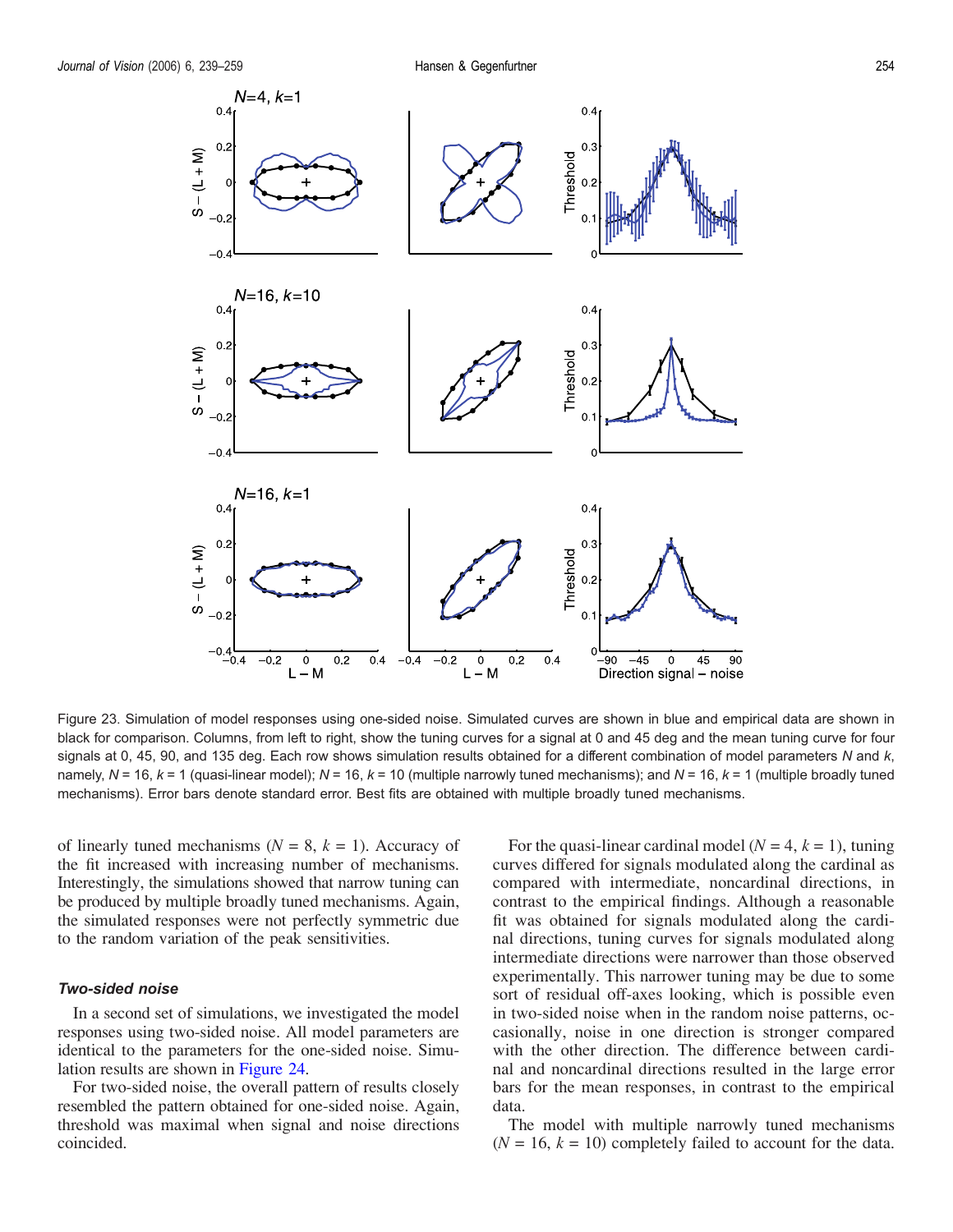Figure 23. Simulation of model responses using one-sided noise. Simulated curves are shown in blue and empirical data are shown in black for comparison. Columns, from left to right, show the tuning curves for a signal at 0 and 45 deg and the mean tuning curve for four signals at 0, 45, 90, and 135 deg. Each row shows simulation results obtained for a different combination of model parameters $N$ and $k$, namely, $N$ = 16, $k$ = 1 (quasi-linear model); $N$ = 16, $k$ = 10 (multiple narrowly tuned mechanisms); and $N$ = 16, $k$ = 1 (multiple broadly tuned mechanisms). Error bars denote standard error. Best fits are obtained with multiple broadly tuned mechanisms.

of linearly tuned mechanisms ($N$ = 8, $k$ = 1). Accuracy of the fit increased with increasing number of mechanisms. Interestingly, the simulations showed that narrow tuning can be produced by multiple broadly tuned mechanisms. Again, the simulated responses were not perfectly symmetric due to the random variation of the peak sensitivities.

### *Two-sided noise*

In a second set of simulations, we investigated the model responses using two-sided noise. All model parameters are identical to the parameters for the one-sided noise. Simulation results are shown in Figure 24.

For two-sided noise, the overall pattern of results closely resembled the pattern obtained for one-sided noise. Again, threshold was maximal when signal and noise directions coincided.

For the quasi-linear cardinal model ($N$ = 4, $k$ = 1), tuning curves differed for signals modulated along the cardinal as compared with intermediate, noncardinal directions, in contrast to the empirical findings. Although a reasonable fit was obtained for signals modulated along the cardinal directions, tuning curves for signals modulated along intermediate directions were narrower than those observed experimentally. This narrower tuning may be due to some sort of residual off-axes looking, which is possible even in two-sided noise when in the random noise patterns, occasionally, noise in one direction is stronger compared with the other direction. The difference between cardinal and noncardinal directions resulted in the large error bars for the mean responses, in contrast to the empirical data.

The model with multiple narrowly tuned mechanisms ($N$ = 16, $k$ = 10) completely failed to account for the data.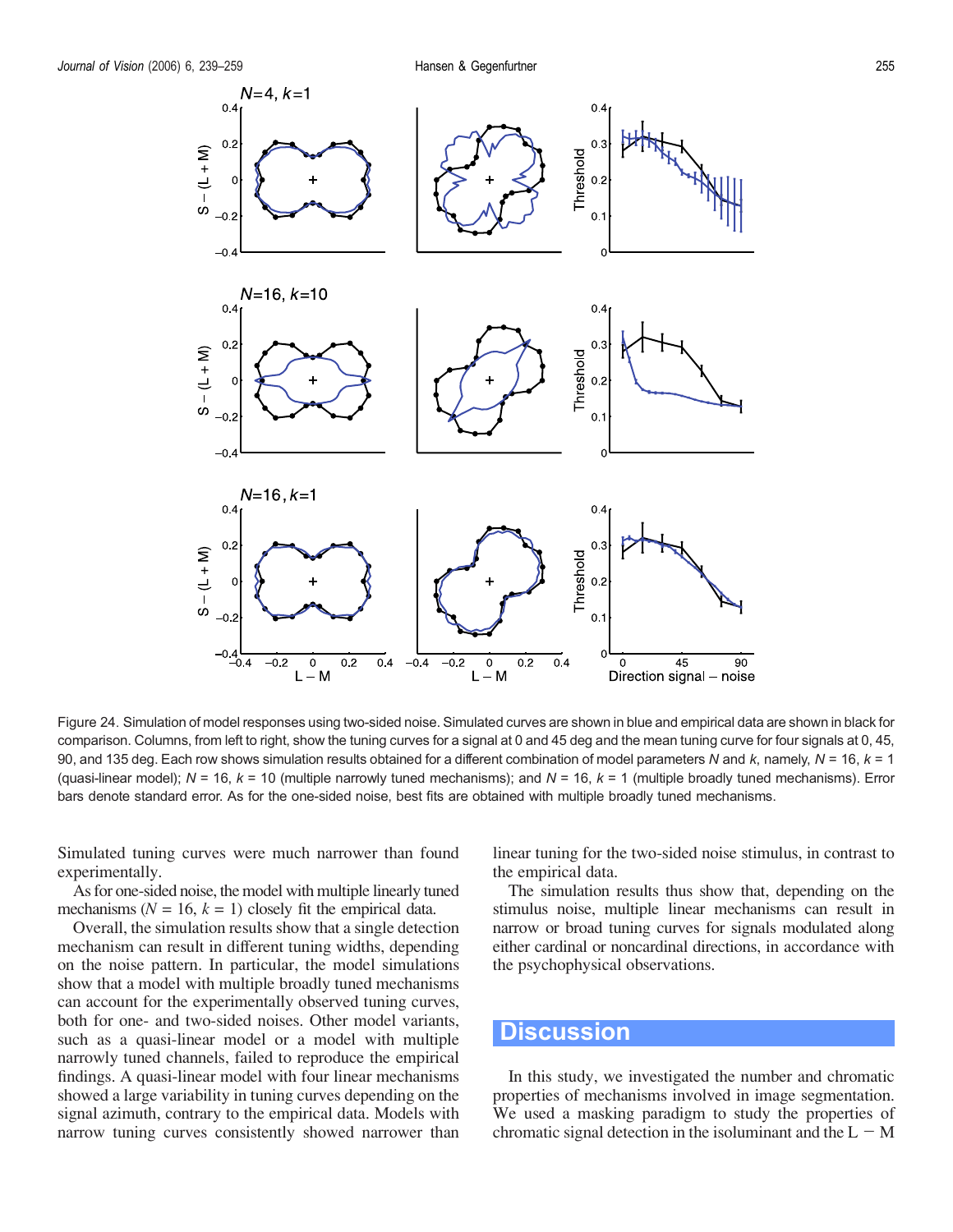N=4, k=1

0.4
0.2
0
−0.2
−0.4

S − (L + M)

Threshold

0.4
0.3
0.2
0.1
0

N=16, k=10

0.4
0.2
0
−0.2
−0.4

S − (L + M)

Threshold

0.4
0.3
0.2
0.1
0

N=16, k=1

0.4
0.2
0
−0.2
−0.4

S − (L + M)

Threshold

0.4
0.3
0.2
0.1
0

−0.4 −0.2 0 0.2 0.4

L − M

−0.4 −0.2 0 0.2 0.4

L − M

0 45 90

Direction signal − noise

Figure 24. Simulation of model responses using two-sided noise. Simulated curves are shown in blue and empirical data are shown in black for comparison. Columns, from left to right, show the tuning curves for a signal at 0 and 45 deg and the mean tuning curve for four signals at 0, 45, 90, and 135 deg. Each row shows simulation results obtained for a different combination of model parameters $N$ and $k$, namely, $N$ = 16, $k$ = 1 (quasi-linear model); $N$ = 16, $k$ = 10 (multiple narrowly tuned mechanisms); and $N$ = 16, $k$ = 1 (multiple broadly tuned mechanisms). Error bars denote standard error. As for the one-sided noise, best fits are obtained with multiple broadly tuned mechanisms.

Simulated tuning curves were much narrower than found experimentally.

As for one-sided noise, the model with multiple linearly tuned mechanisms ($N$ = 16, $k$ = 1) closely fit the empirical data.

Overall, the simulation results show that a single detection mechanism can result in different tuning widths, depending on the noise pattern. In particular, the model simulations show that a model with multiple broadly tuned mechanisms can account for the experimentally observed tuning curves, both for one- and two-sided noises. Other model variants, such as a quasi-linear model or a model with multiple narrowly tuned channels, failed to reproduce the empirical findings. A quasi-linear model with four linear mechanisms showed a large variability in tuning curves depending on the signal azimuth, contrary to the empirical data. Models with narrow tuning curves consistently showed narrower than linear tuning for the two-sided noise stimulus, in contrast to the empirical data.

The simulation results thus show that, depending on the stimulus noise, multiple linear mechanisms can result in narrow or broad tuning curves for signals modulated along either cardinal or noncardinal directions, in accordance with the psychophysical observations.

# Discussion

In this study, we investigated the number and chromatic properties of mechanisms involved in image segmentation. We used a masking paradigm to study the properties of chromatic signal detection in the isoluminant and the L − M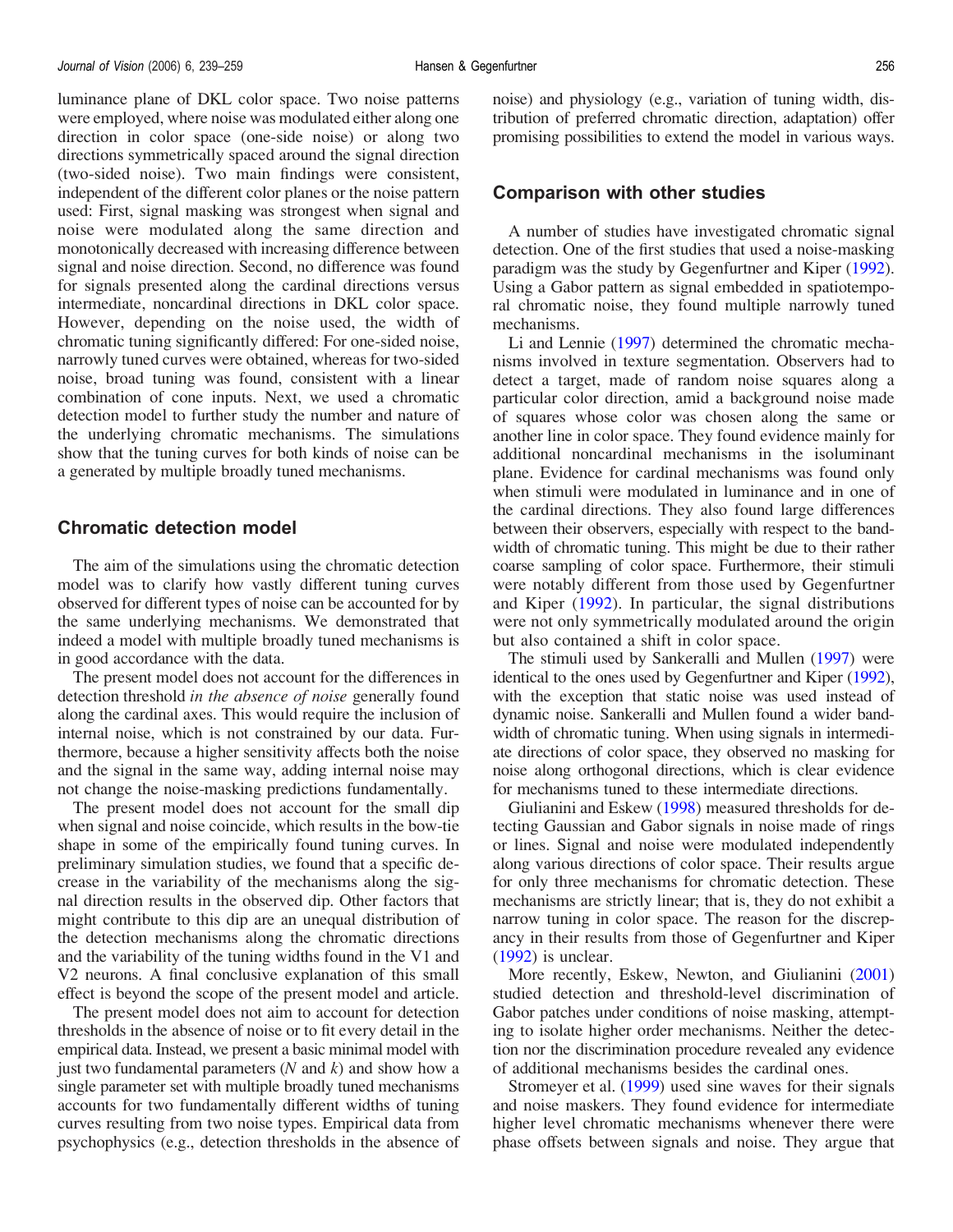luminance plane of DKL color space. Two noise patterns were employed, where noise was modulated either along one direction in color space (one-side noise) or along two directions symmetrically spaced around the signal direction (two-sided noise). Two main findings were consistent, independent of the different color planes or the noise pattern used: First, signal masking was strongest when signal and noise were modulated along the same direction and monotonically decreased with increasing difference between signal and noise direction. Second, no difference was found for signals presented along the cardinal directions versus intermediate, noncardinal directions in DKL color space. However, depending on the noise used, the width of chromatic tuning significantly differed: For one-sided noise, narrowly tuned curves were obtained, whereas for two-sided noise, broad tuning was found, consistent with a linear combination of cone inputs. Next, we used a chromatic detection model to further study the number and nature of the underlying chromatic mechanisms. The simulations show that the tuning curves for both kinds of noise can be a generated by multiple broadly tuned mechanisms.

## Chromatic detection model

The aim of the simulations using the chromatic detection model was to clarify how vastly different tuning curves observed for different types of noise can be accounted for by the same underlying mechanisms. We demonstrated that indeed a model with multiple broadly tuned mechanisms is in good accordance with the data.

The present model does not account for the differences in detection threshold *in the absence of noise* generally found along the cardinal axes. This would require the inclusion of internal noise, which is not constrained by our data. Furthermore, because a higher sensitivity affects both the noise and the signal in the same way, adding internal noise may not change the noise-masking predictions fundamentally.

The present model does not account for the small dip when signal and noise coincide, which results in the bow-tie shape in some of the empirically found tuning curves. In preliminary simulation studies, we found that a specific decrease in the variability of the mechanisms along the signal direction results in the observed dip. Other factors that might contribute to this dip are an unequal distribution of the detection mechanisms along the chromatic directions and the variability of the tuning widths found in the V1 and V2 neurons. A final conclusive explanation of this small effect is beyond the scope of the present model and article.

The present model does not aim to account for detection thresholds in the absence of noise or to fit every detail in the empirical data. Instead, we present a basic minimal model with just two fundamental parameters ($N$ and $k$) and show how a single parameter set with multiple broadly tuned mechanisms accounts for two fundamentally different widths of tuning curves resulting from two noise types. Empirical data from psychophysics (e.g., detection thresholds in the absence of noise) and physiology (e.g., variation of tuning width, distribution of preferred chromatic direction, adaptation) offer promising possibilities to extend the model in various ways.

## Comparison with other studies

A number of studies have investigated chromatic signal detection. One of the first studies that used a noise-masking paradigm was the study by Gegenfurtner and Kiper (1992). Using a Gabor pattern as signal embedded in spatiotemporal chromatic noise, they found multiple narrowly tuned mechanisms.

Li and Lennie (1997) determined the chromatic mechanisms involved in texture segmentation. Observers had to detect a target, made of random noise squares along a particular color direction, amid a background noise made of squares whose color was chosen along the same or another line in color space. They found evidence mainly for additional noncardinal mechanisms in the isoluminant plane. Evidence for cardinal mechanisms was found only when stimuli were modulated in luminance and in one of the cardinal directions. They also found large differences between their observers, especially with respect to the bandwidth of chromatic tuning. This might be due to their rather coarse sampling of color space. Furthermore, their stimuli were notably different from those used by Gegenfurtner and Kiper (1992). In particular, the signal distributions were not only symmetrically modulated around the origin but also contained a shift in color space.

The stimuli used by Sankeralli and Mullen (1997) were identical to the ones used by Gegenfurtner and Kiper (1992), with the exception that static noise was used instead of dynamic noise. Sankeralli and Mullen found a wider bandwidth of chromatic tuning. When using signals in intermediate directions of color space, they observed no masking for noise along orthogonal directions, which is clear evidence for mechanisms tuned to these intermediate directions.

Giulianini and Eskew (1998) measured thresholds for detecting Gaussian and Gabor signals in noise made of rings or lines. Signal and noise were modulated independently along various directions of color space. Their results argue for only three mechanisms for chromatic detection. These mechanisms are strictly linear; that is, they do not exhibit a narrow tuning in color space. The reason for the discrepancy in their results from those of Gegenfurtner and Kiper (1992) is unclear.

More recently, Eskew, Newton, and Giulianini (2001) studied detection and threshold-level discrimination of Gabor patches under conditions of noise masking, attempting to isolate higher order mechanisms. Neither the detection nor the discrimination procedure revealed any evidence of additional mechanisms besides the cardinal ones.

Stromeyer et al. (1999) used sine waves for their signals and noise maskers. They found evidence for intermediate higher level chromatic mechanisms whenever there were phase offsets between signals and noise. They argue that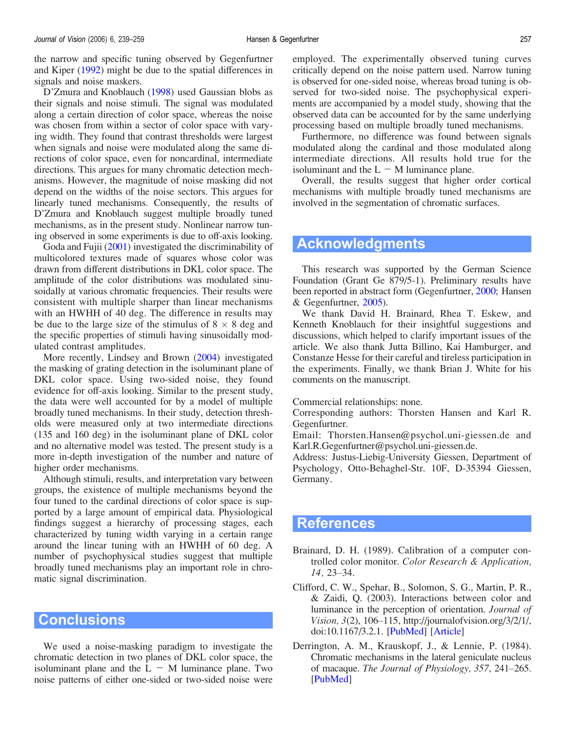the narrow and specific tuning observed by Gegenfurtner and Kiper (1992) might be due to the spatial differences in signals and noise maskers.

D'Zmura and Knoblauch (1998) used Gaussian blobs as their signals and noise stimuli. The signal was modulated along a certain direction of color space, whereas the noise was chosen from within a sector of color space with varying width. They found that contrast thresholds were largest when signals and noise were modulated along the same directions of color space, even for noncardinal, intermediate directions. This argues for many chromatic detection mechanisms. However, the magnitude of noise masking did not depend on the widths of the noise sectors. This argues for linearly tuned mechanisms. Consequently, the results of D'Zmura and Knoblauch suggest multiple broadly tuned mechanisms, as in the present study. Nonlinear narrow tuning observed in some experiments is due to off-axis looking.

Goda and Fujii (2001) investigated the discriminability of multicolored textures made of squares whose color was drawn from different distributions in DKL color space. The amplitude of the color distributions was modulated sinusoidally at various chromatic frequencies. Their results were consistent with multiple sharper than linear mechanisms with an HWHH of 40 deg. The difference in results may be due to the large size of the stimulus of $8 \times 8$ deg and the specific properties of stimuli having sinusoidally modulated contrast amplitudes.

More recently, Lindsey and Brown (2004) investigated the masking of grating detection in the isoluminant plane of DKL color space. Using two-sided noise, they found evidence for off-axis looking. Similar to the present study, the data were well accounted for by a model of multiple broadly tuned mechanisms. In their study, detection thresholds were measured only at two intermediate directions (135 and 160 deg) in the isoluminant plane of DKL color and no alternative model was tested. The present study is a more in-depth investigation of the number and nature of higher order mechanisms.

Although stimuli, results, and interpretation vary between groups, the existence of multiple mechanisms beyond the four tuned to the cardinal directions of color space is supported by a large amount of empirical data. Physiological findings suggest a hierarchy of processing stages, each characterized by tuning width varying in a certain range around the linear tuning with an HWHH of 60 deg. A number of psychophysical studies suggest that multiple broadly tuned mechanisms play an important role in chromatic signal discrimination.

# Conclusions

We used a noise-masking paradigm to investigate the chromatic detection in two planes of DKL color space, the isoluminant plane and the $L - M$ luminance plane. Two noise patterns of either one-sided or two-sided noise were employed. The experimentally observed tuning curves critically depend on the noise pattern used. Narrow tuning is observed for one-sided noise, whereas broad tuning is observed for two-sided noise. The psychophysical experiments are accompanied by a model study, showing that the observed data can be accounted for by the same underlying processing based on multiple broadly tuned mechanisms.

Furthermore, no difference was found between signals modulated along the cardinal and those modulated along intermediate directions. All results hold true for the isoluminant and the $L - M$ luminance plane.

Overall, the results suggest that higher order cortical mechanisms with multiple broadly tuned mechanisms are involved in the segmentation of chromatic surfaces.

# Acknowledgments

This research was supported by the German Science Foundation (Grant Ge 879/5-1). Preliminary results have been reported in abstract form (Gegenfurtner, 2000; Hansen & Gegenfurtner, 2005).

We thank David H. Brainard, Rhea T. Eskew, and Kenneth Knoblauch for their insightful suggestions and discussions, which helped to clarify important issues of the article. We also thank Jutta Billino, Kai Hamburger, and Constanze Hesse for their careful and tireless participation in the experiments. Finally, we thank Brian J. White for his comments on the manuscript.

Commercial relationships: none.
Corresponding authors: Thorsten Hansen and Karl R. Gegenfurtner.
Email: Thorsten.Hansen@psychol.uni-giessen.de and Karl.R.Gegenfurtner@psychol.uni-giessen.de.
Address: Justus-Liebig-University Giessen, Department of Psychology, Otto-Behaghel-Str. 10F, D-35394 Giessen, Germany.

# References

Brainard, D. H. (1989). Calibration of a computer controlled color monitor. *Color Research & Application, 14,* 23–34.

Clifford, C. W., Spehar, B., Solomon, S. G., Martin, P. R., & Zaidi, Q. (2003). Interactions between color and luminance in the perception of orientation. *Journal of Vision, 3*(2), 106–115, http://journalofvision.org/3/2/1/, doi:10.1167/3.2.1. [PubMed] [Article]

Derrington, A. M., Krauskopf, J., & Lennie, P. (1984). Chromatic mechanisms in the lateral geniculate nucleus of macaque. *The Journal of Physiology, 357,* 241–265. [PubMed]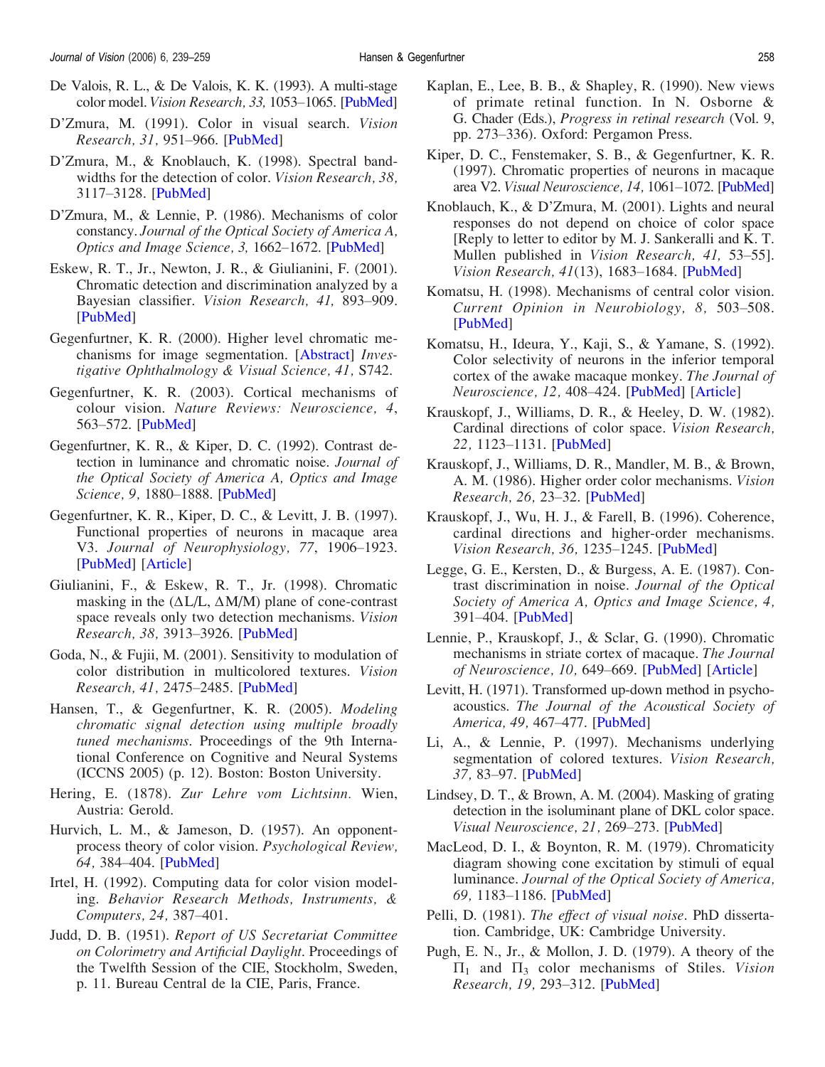De Valois, R. L., & De Valois, K. K. (1993). A multi-stage color model. *Vision Research, 33,* 1053–1065. [PubMed]

D'Zmura, M. (1991). Color in visual search. *Vision Research, 31,* 951–966. [PubMed]

D'Zmura, M., & Knoblauch, K. (1998). Spectral bandwidths for the detection of color. *Vision Research, 38,* 3117–3128. [PubMed]

D'Zmura, M., & Lennie, P. (1986). Mechanisms of color constancy. *Journal of the Optical Society of America A, Optics and Image Science, 3,* 1662–1672. [PubMed]

Eskew, R. T., Jr., Newton, J. R., & Giulianini, F. (2001). Chromatic detection and discrimination analyzed by a Bayesian classifier. *Vision Research, 41,* 893–909. [PubMed]

Gegenfurtner, K. R. (2000). Higher level chromatic mechanisms for image segmentation. [Abstract] *Investigative Ophthalmology & Visual Science, 41,* S742.

Gegenfurtner, K. R. (2003). Cortical mechanisms of colour vision. *Nature Reviews: Neuroscience, 4,* 563–572. [PubMed]

Gegenfurtner, K. R., & Kiper, D. C. (1992). Contrast detection in luminance and chromatic noise. *Journal of the Optical Society of America A, Optics and Image Science, 9,* 1880–1888. [PubMed]

Gegenfurtner, K. R., Kiper, D. C., & Levitt, J. B. (1997). Functional properties of neurons in macaque area V3. *Journal of Neurophysiology, 77,* 1906–1923. [PubMed] [Article]

Giulianini, F., & Eskew, R. T., Jr. (1998). Chromatic masking in the ($\Delta$L/L, $\Delta$M/M) plane of cone-contrast space reveals only two detection mechanisms. *Vision Research, 38,* 3913–3926. [PubMed]

Goda, N., & Fujii, M. (2001). Sensitivity to modulation of color distribution in multicolored textures. *Vision Research, 41,* 2475–2485. [PubMed]

Hansen, T., & Gegenfurtner, K. R. (2005). *Modeling chromatic signal detection using multiple broadly tuned mechanisms*. Proceedings of the 9th International Conference on Cognitive and Neural Systems (ICCNS 2005) (p. 12). Boston: Boston University.

Hering, E. (1878). *Zur Lehre vom Lichtsinn.* Wien, Austria: Gerold.

Hurvich, L. M., & Jameson, D. (1957). An opponent-process theory of color vision. *Psychological Review, 64,* 384–404. [PubMed]

Irtel, H. (1992). Computing data for color vision modeling. *Behavior Research Methods, Instruments, & Computers, 24,* 387–401.

Judd, D. B. (1951). *Report of US Secretariat Committee on Colorimetry and Artificial Daylight*. Proceedings of the Twelfth Session of the CIE, Stockholm, Sweden, p. 11. Bureau Central de la CIE, Paris, France.

Kaplan, E., Lee, B. B., & Shapley, R. (1990). New views of primate retinal function. In N. Osborne & G. Chader (Eds.), *Progress in retinal research* (Vol. 9, pp. 273–336). Oxford: Pergamon Press.

Kiper, D. C., Fenstemaker, S. B., & Gegenfurtner, K. R. (1997). Chromatic properties of neurons in macaque area V2. *Visual Neuroscience, 14,* 1061–1072. [PubMed]

Knoblauch, K., & D'Zmura, M. (2001). Lights and neural responses do not depend on choice of color space [Reply to letter to editor by M. J. Sankeralli and K. T. Mullen published in *Vision Research, 41,* 53–55]. *Vision Research, 41*(13), 1683–1684. [PubMed]

Komatsu, H. (1998). Mechanisms of central color vision. *Current Opinion in Neurobiology, 8,* 503–508. [PubMed]

Komatsu, H., Ideura, Y., Kaji, S., & Yamane, S. (1992). Color selectivity of neurons in the inferior temporal cortex of the awake macaque monkey. *The Journal of Neuroscience, 12,* 408–424. [PubMed] [Article]

Krauskopf, J., Williams, D. R., & Heeley, D. W. (1982). Cardinal directions of color space. *Vision Research, 22,* 1123–1131. [PubMed]

Krauskopf, J., Williams, D. R., Mandler, M. B., & Brown, A. M. (1986). Higher order color mechanisms. *Vision Research, 26,* 23–32. [PubMed]

Krauskopf, J., Wu, H. J., & Farell, B. (1996). Coherence, cardinal directions and higher-order mechanisms. *Vision Research, 36,* 1235–1245. [PubMed]

Legge, G. E., Kersten, D., & Burgess, A. E. (1987). Contrast discrimination in noise. *Journal of the Optical Society of America A, Optics and Image Science, 4,* 391–404. [PubMed]

Lennie, P., Krauskopf, J., & Sclar, G. (1990). Chromatic mechanisms in striate cortex of macaque. *The Journal of Neuroscience, 10,* 649–669. [PubMed] [Article]

Levitt, H. (1971). Transformed up-down method in psychoacoustics. *The Journal of the Acoustical Society of America, 49,* 467–477. [PubMed]

Li, A., & Lennie, P. (1997). Mechanisms underlying segmentation of colored textures. *Vision Research, 37,* 83–97. [PubMed]

Lindsey, D. T., & Brown, A. M. (2004). Masking of grating detection in the isoluminant plane of DKL color space. *Visual Neuroscience, 21,* 269–273. [PubMed]

MacLeod, D. I., & Boynton, R. M. (1979). Chromaticity diagram showing cone excitation by stimuli of equal luminance. *Journal of the Optical Society of America, 69,* 1183–1186. [PubMed]

Pelli, D. (1981). *The effect of visual noise*. PhD dissertation. Cambridge, UK: Cambridge University.

Pugh, E. N., Jr., & Mollon, J. D. (1979). A theory of the $\Pi_1$ and $\Pi_3$ color mechanisms of Stiles. *Vision Research, 19,* 293–312. [PubMed]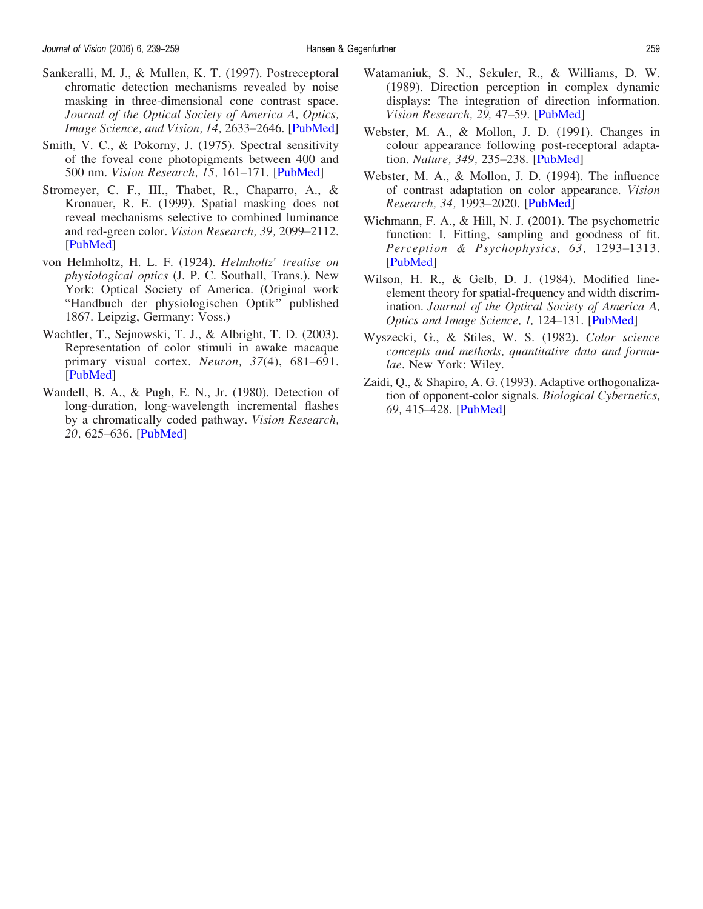Sankeralli, M. J., & Mullen, K. T. (1997). Postreceptoral chromatic detection mechanisms revealed by noise masking in three-dimensional cone contrast space. *Journal of the Optical Society of America A, Optics, Image Science, and Vision, 14,* 2633–2646. [PubMed]

Smith, V. C., & Pokorny, J. (1975). Spectral sensitivity of the foveal cone photopigments between 400 and 500 nm. *Vision Research, 15,* 161–171. [PubMed]

Stromeyer, C. F., III., Thabet, R., Chaparro, A., & Kronauer, R. E. (1999). Spatial masking does not reveal mechanisms selective to combined luminance and red-green color. *Vision Research, 39,* 2099–2112. [PubMed]

von Helmholtz, H. L. F. (1924). *Helmholtz' treatise on physiological optics* (J. P. C. Southall, Trans.). New York: Optical Society of America. (Original work "Handbuch der physiologischen Optik" published 1867. Leipzig, Germany: Voss.)

Wachtler, T., Sejnowski, T. J., & Albright, T. D. (2003). Representation of color stimuli in awake macaque primary visual cortex. *Neuron, 37*(4), 681–691. [PubMed]

Wandell, B. A., & Pugh, E. N., Jr. (1980). Detection of long-duration, long-wavelength incremental flashes by a chromatically coded pathway. *Vision Research, 20,* 625–636. [PubMed]

Watamaniuk, S. N., Sekuler, R., & Williams, D. W. (1989). Direction perception in complex dynamic displays: The integration of direction information. *Vision Research, 29,* 47–59. [PubMed]

Webster, M. A., & Mollon, J. D. (1991). Changes in colour appearance following post-receptoral adaptation. *Nature, 349,* 235–238. [PubMed]

Webster, M. A., & Mollon, J. D. (1994). The influence of contrast adaptation on color appearance. *Vision Research, 34,* 1993–2020. [PubMed]

Wichmann, F. A., & Hill, N. J. (2001). The psychometric function: I. Fitting, sampling and goodness of fit. *Perception & Psychophysics, 63,* 1293–1313. [PubMed]

Wilson, H. R., & Gelb, D. J. (1984). Modified line-element theory for spatial-frequency and width discrimination. *Journal of the Optical Society of America A, Optics and Image Science, 1,* 124–131. [PubMed]

Wyszecki, G., & Stiles, W. S. (1982). *Color science concepts and methods, quantitative data and formulae*. New York: Wiley.

Zaidi, Q., & Shapiro, A. G. (1993). Adaptive orthogonalization of opponent-color signals. *Biological Cybernetics, 69,* 415–428. [PubMed]